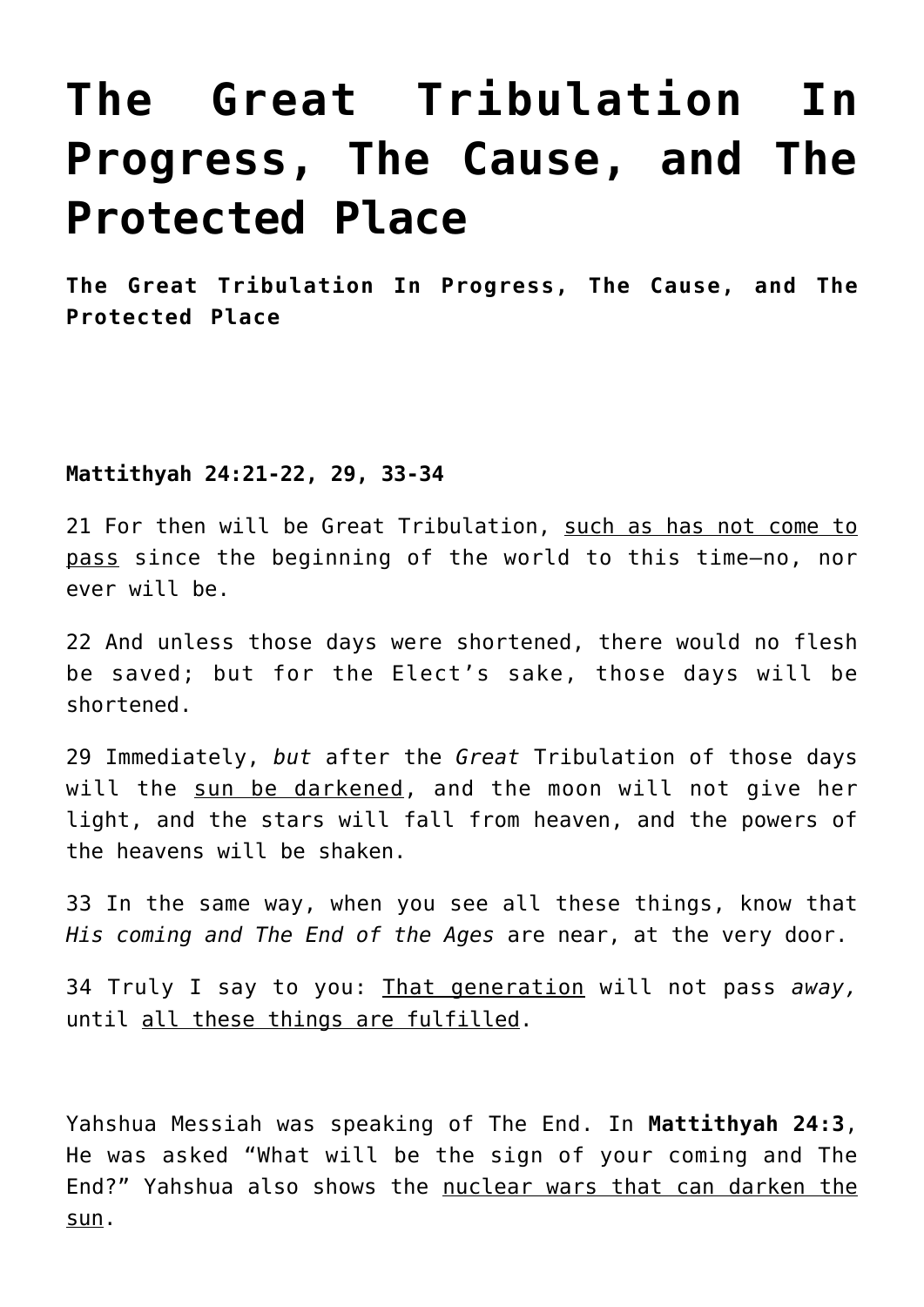# The Great Tribulation In Progress, The Cause, and The Protected Place

**The Great Tribulation In Progress, The Cause, and The Protected Place**

**Mattithyah 24:21-22, 29, 33-34**

21 For then will be Great Tribulation, <u>such as has not come to pass</u> since the beginning of the world to this time—no, nor ever will be.

22 And unless those days were shortened, there would no flesh be saved; but for the Elect's sake, those days will be shortened.

29 Immediately, *but* after the *Great* Tribulation of those days will the <u>sun be darkened</u>, and the moon will not give her light, and the stars will fall from heaven, and the powers of the heavens will be shaken.

33 In the same way, when you see all these things, know that *His coming and The End of the Ages* are near, at the very door.

34 Truly I say to you: <u>That generation</u> will not pass *away,* until <u>all these things are fulfilled</u>.

Yahshua Messiah was speaking of The End. In **Mattithyah 24:3**, He was asked "What will be the sign of your coming and The End?" Yahshua also shows the <u>nuclear wars that can darken the sun</u>.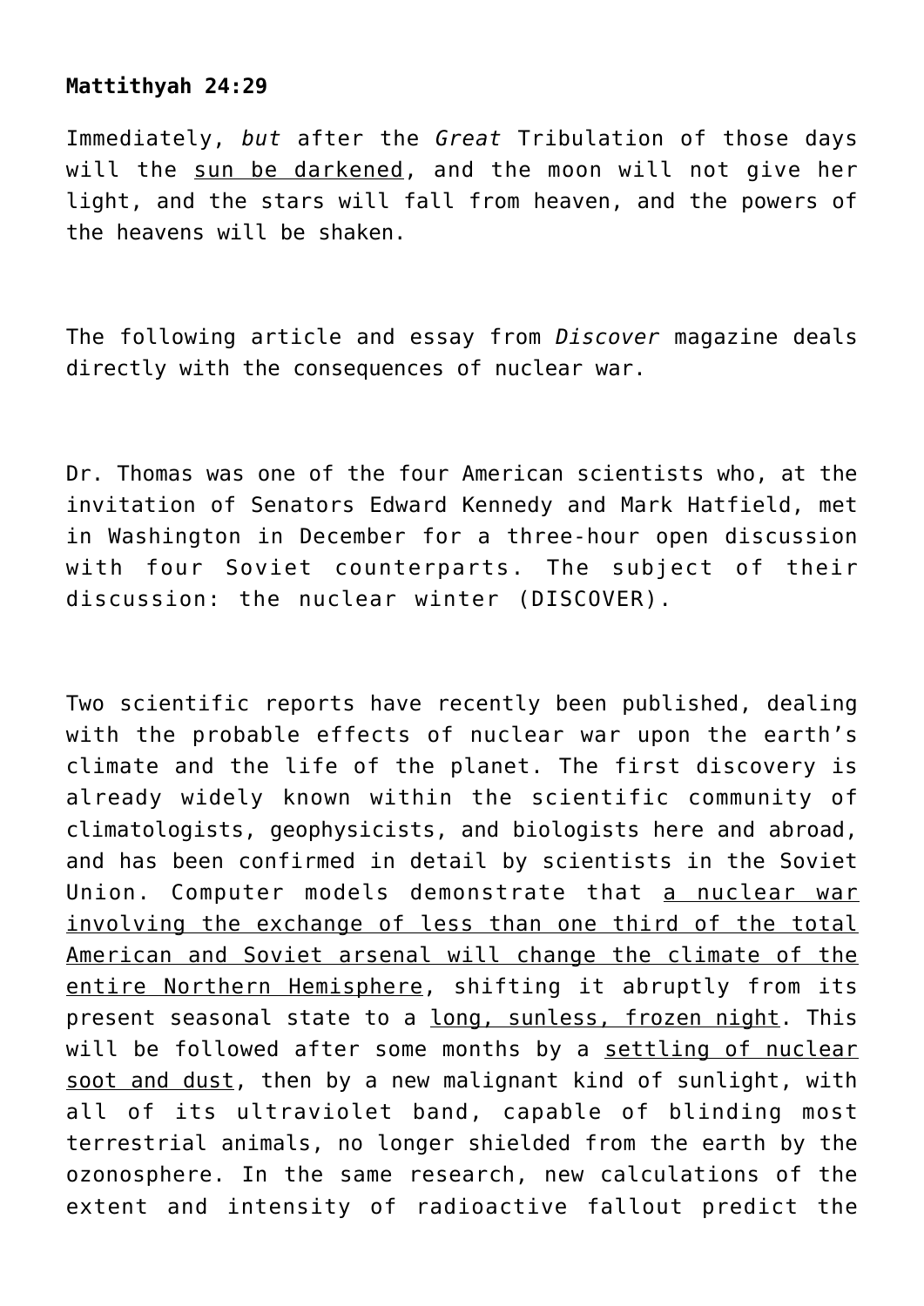**Mattithyah 24:29**

Immediately, *but* after the *Great* Tribulation of those days will the <u>sun be darkened</u>, and the moon will not give her light, and the stars will fall from heaven, and the powers of the heavens will be shaken.

The following article and essay from *Discover* magazine deals directly with the consequences of nuclear war.

Dr. Thomas was one of the four American scientists who, at the invitation of Senators Edward Kennedy and Mark Hatfield, met in Washington in December for a three-hour open discussion with four Soviet counterparts. The subject of their discussion: the nuclear winter (DISCOVER).

Two scientific reports have recently been published, dealing with the probable effects of nuclear war upon the earth's climate and the life of the planet. The first discovery is already widely known within the scientific community of climatologists, geophysicists, and biologists here and abroad, and has been confirmed in detail by scientists in the Soviet Union. Computer models demonstrate that <u>a nuclear war involving the exchange of less than one third of the total American and Soviet arsenal will change the climate of the entire Northern Hemisphere</u>, shifting it abruptly from its present seasonal state to a <u>long, sunless, frozen night</u>. This will be followed after some months by a <u>settling of nuclear soot and dust</u>, then by a new malignant kind of sunlight, with all of its ultraviolet band, capable of blinding most terrestrial animals, no longer shielded from the earth by the ozonosphere. In the same research, new calculations of the extent and intensity of radioactive fallout predict the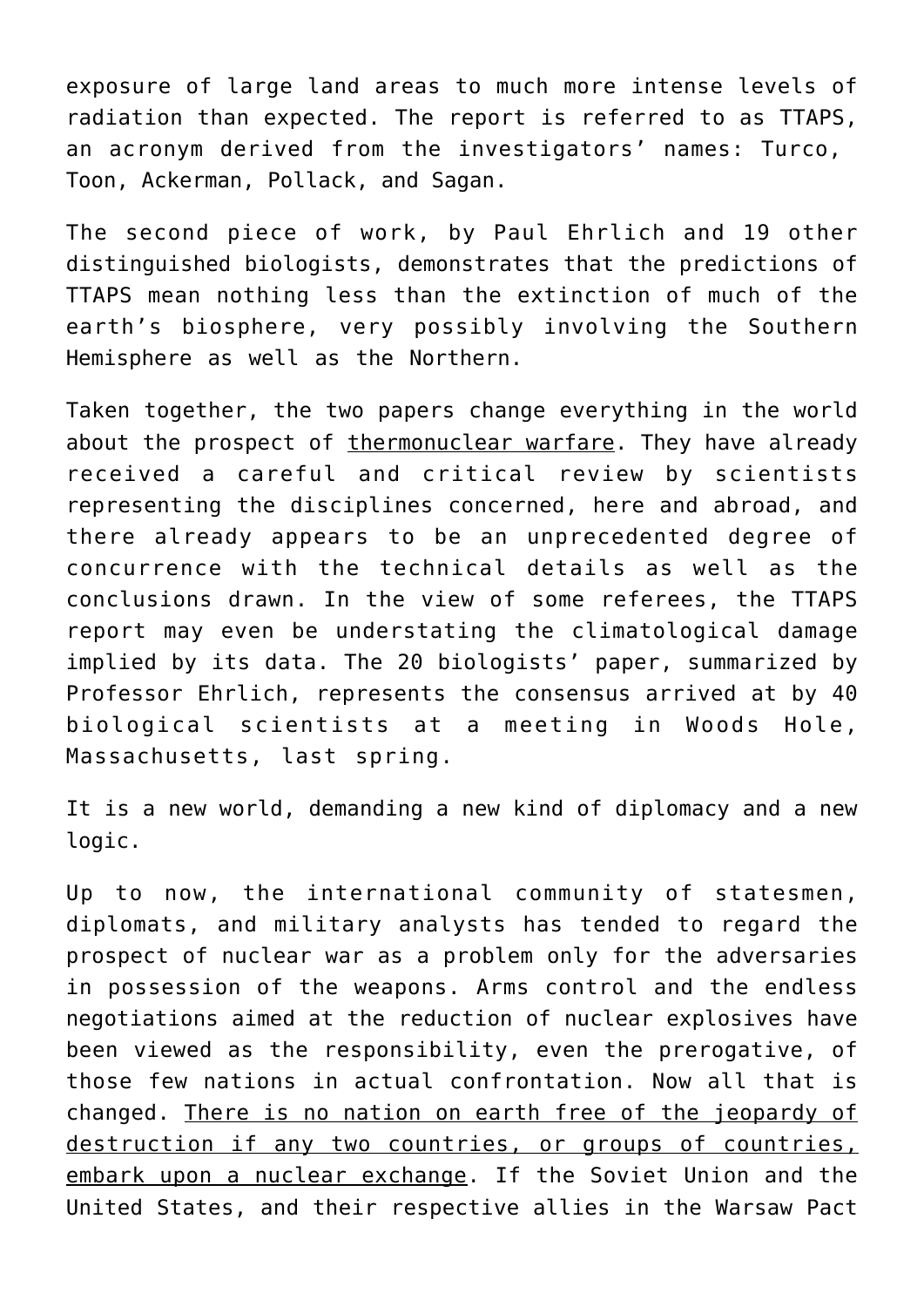exposure of large land areas to much more intense levels of radiation than expected. The report is referred to as TTAPS, an acronym derived from the investigators' names: Turco, Toon, Ackerman, Pollack, and Sagan.

The second piece of work, by Paul Ehrlich and 19 other distinguished biologists, demonstrates that the predictions of TTAPS mean nothing less than the extinction of much of the earth's biosphere, very possibly involving the Southern Hemisphere as well as the Northern.

Taken together, the two papers change everything in the world about the prospect of thermonuclear warfare. They have already received a careful and critical review by scientists representing the disciplines concerned, here and abroad, and there already appears to be an unprecedented degree of concurrence with the technical details as well as the conclusions drawn. In the view of some referees, the TTAPS report may even be understating the climatological damage implied by its data. The 20 biologists' paper, summarized by Professor Ehrlich, represents the consensus arrived at by 40 biological scientists at a meeting in Woods Hole, Massachusetts, last spring.

It is a new world, demanding a new kind of diplomacy and a new logic.

Up to now, the international community of statesmen, diplomats, and military analysts has tended to regard the prospect of nuclear war as a problem only for the adversaries in possession of the weapons. Arms control and the endless negotiations aimed at the reduction of nuclear explosives have been viewed as the responsibility, even the prerogative, of those few nations in actual confrontation. Now all that is changed. There is no nation on earth free of the jeopardy of destruction if any two countries, or groups of countries, embark upon a nuclear exchange. If the Soviet Union and the United States, and their respective allies in the Warsaw Pact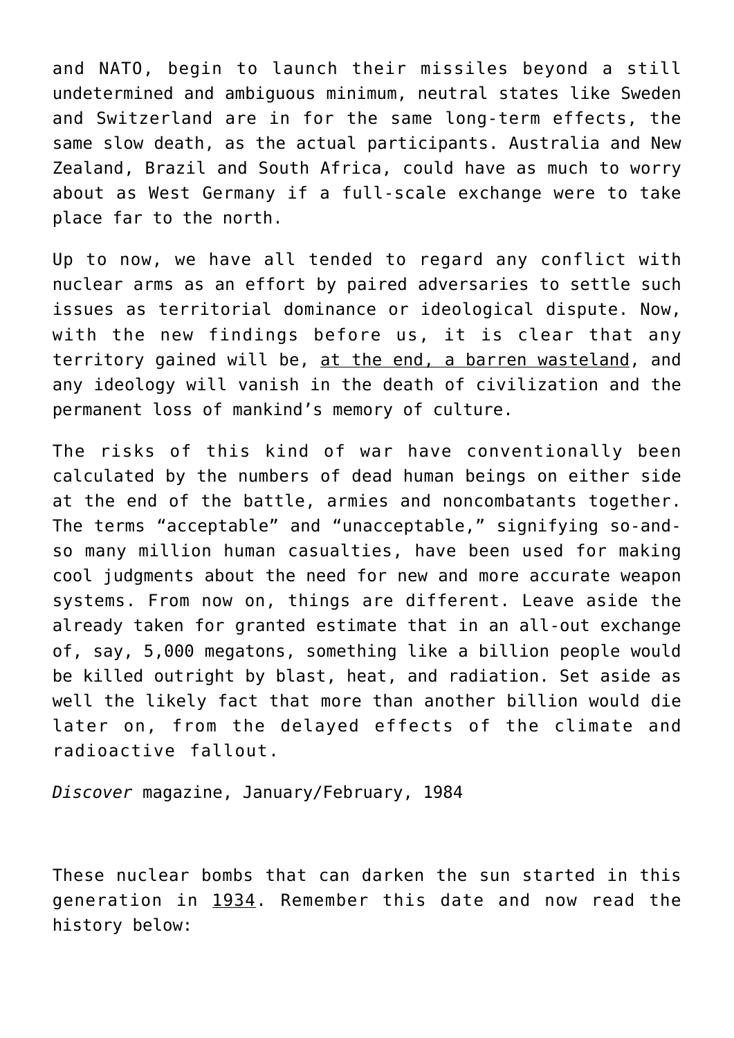and NATO, begin to launch their missiles beyond a still undetermined and ambiguous minimum, neutral states like Sweden and Switzerland are in for the same long-term effects, the same slow death, as the actual participants. Australia and New Zealand, Brazil and South Africa, could have as much to worry about as West Germany if a full-scale exchange were to take place far to the north.

Up to now, we have all tended to regard any conflict with nuclear arms as an effort by paired adversaries to settle such issues as territorial dominance or ideological dispute. Now, with the new findings before us, it is clear that any territory gained will be, <u>at the end, a barren wasteland</u>, and any ideology will vanish in the death of civilization and the permanent loss of mankind's memory of culture.

The risks of this kind of war have conventionally been calculated by the numbers of dead human beings on either side at the end of the battle, armies and noncombatants together. The terms "acceptable" and "unacceptable," signifying so-and-so many million human casualties, have been used for making cool judgments about the need for new and more accurate weapon systems. From now on, things are different. Leave aside the already taken for granted estimate that in an all-out exchange of, say, 5,000 megatons, something like a billion people would be killed outright by blast, heat, and radiation. Set aside as well the likely fact that more than another billion would die later on, from the delayed effects of the climate and radioactive fallout.

*Discover* magazine, January/February, 1984

These nuclear bombs that can darken the sun started in this generation in <u>1934</u>. Remember this date and now read the history below: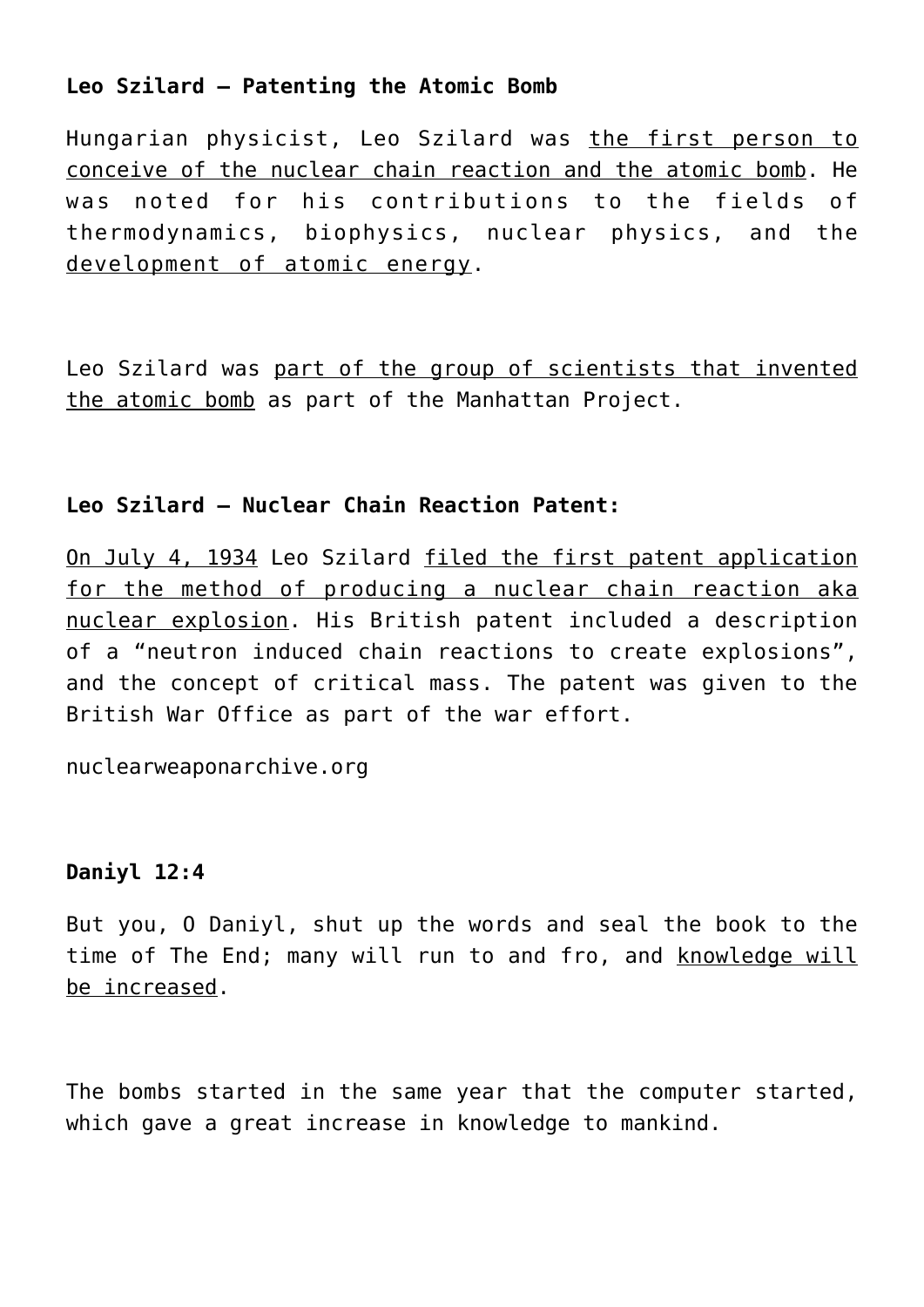**Leo Szilard – Patenting the Atomic Bomb**

Hungarian physicist, Leo Szilard was the first person to conceive of the nuclear chain reaction and the atomic bomb. He was noted for his contributions to the fields of thermodynamics, biophysics, nuclear physics, and the development of atomic energy.

Leo Szilard was part of the group of scientists that invented the atomic bomb as part of the Manhattan Project.

**Leo Szilard – Nuclear Chain Reaction Patent:**

On July 4, 1934 Leo Szilard filed the first patent application for the method of producing a nuclear chain reaction aka nuclear explosion. His British patent included a description of a "neutron induced chain reactions to create explosions", and the concept of critical mass. The patent was given to the British War Office as part of the war effort.

nuclearweaponarchive.org

**Daniyl 12:4**

But you, O Daniyl, shut up the words and seal the book to the time of The End; many will run to and fro, and knowledge will be increased.

The bombs started in the same year that the computer started, which gave a great increase in knowledge to mankind.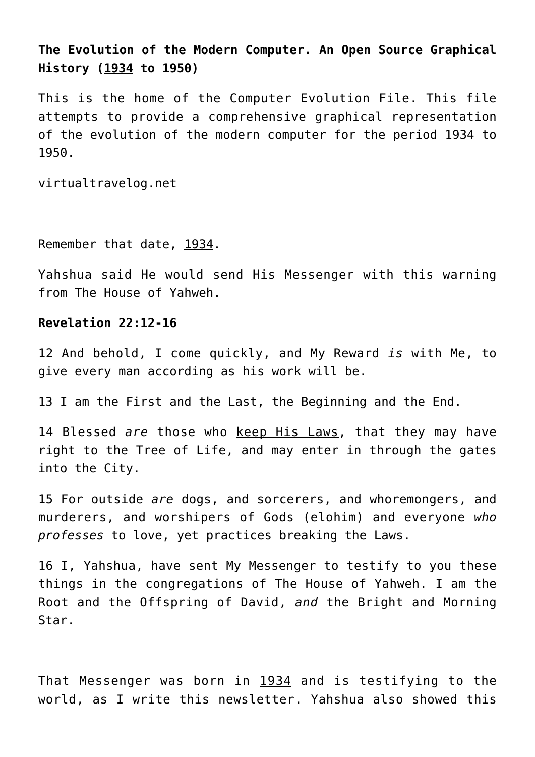**The Evolution of the Modern Computer. An Open Source Graphical History (1934 to 1950)**

This is the home of the Computer Evolution File. This file attempts to provide a comprehensive graphical representation of the evolution of the modern computer for the period 1934 to 1950.

virtualtravelog.net

Remember that date, 1934.

Yahshua said He would send His Messenger with this warning from The House of Yahweh.

**Revelation 22:12-16**

12 And behold, I come quickly, and My Reward *is* with Me, to give every man according as his work will be.

13 I am the First and the Last, the Beginning and the End.

14 Blessed *are* those who keep His Laws, that they may have right to the Tree of Life, and may enter in through the gates into the City.

15 For outside *are* dogs, and sorcerers, and whoremongers, and murderers, and worshipers of Gods (elohim) and everyone *who professes* to love, yet practices breaking the Laws.

16 I, Yahshua, have sent My Messenger to testify to you these things in the congregations of The House of Yahweh. I am the Root and the Offspring of David, *and* the Bright and Morning Star.

That Messenger was born in 1934 and is testifying to the world, as I write this newsletter. Yahshua also showed this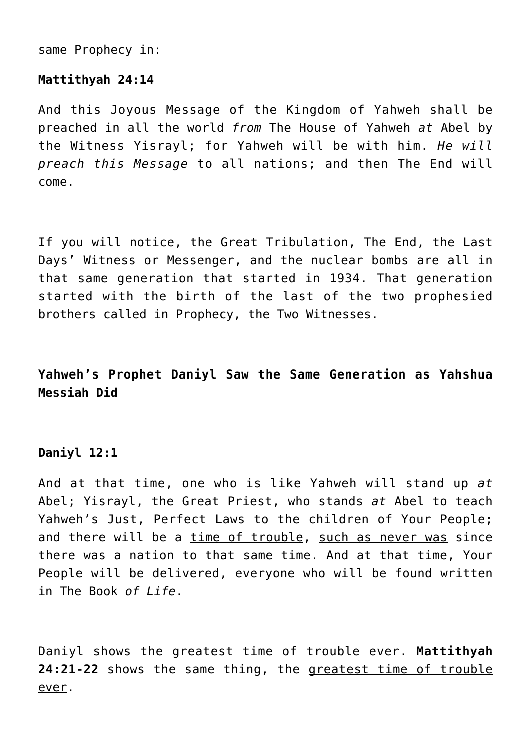same Prophecy in:

**Mattithyah 24:14**

And this Joyous Message of the Kingdom of Yahweh shall be preached in all the world *from* The House of Yahweh *at* Abel by the Witness Yisrayl; for Yahweh will be with him. *He will preach this Message* to all nations; and then The End will come.

If you will notice, the Great Tribulation, The End, the Last Days' Witness or Messenger, and the nuclear bombs are all in that same generation that started in 1934. That generation started with the birth of the last of the two prophesied brothers called in Prophecy, the Two Witnesses.

**Yahweh's Prophet Daniyl Saw the Same Generation as Yahshua Messiah Did**

**Daniyl 12:1**

And at that time, one who is like Yahweh will stand up *at* Abel; Yisrayl, the Great Priest, who stands *at* Abel to teach Yahweh's Just, Perfect Laws to the children of Your People; and there will be a time of trouble, such as never was since there was a nation to that same time. And at that time, Your People will be delivered, everyone who will be found written in The Book *of Life*.

Daniyl shows the greatest time of trouble ever. **Mattithyah 24:21-22** shows the same thing, the greatest time of trouble ever.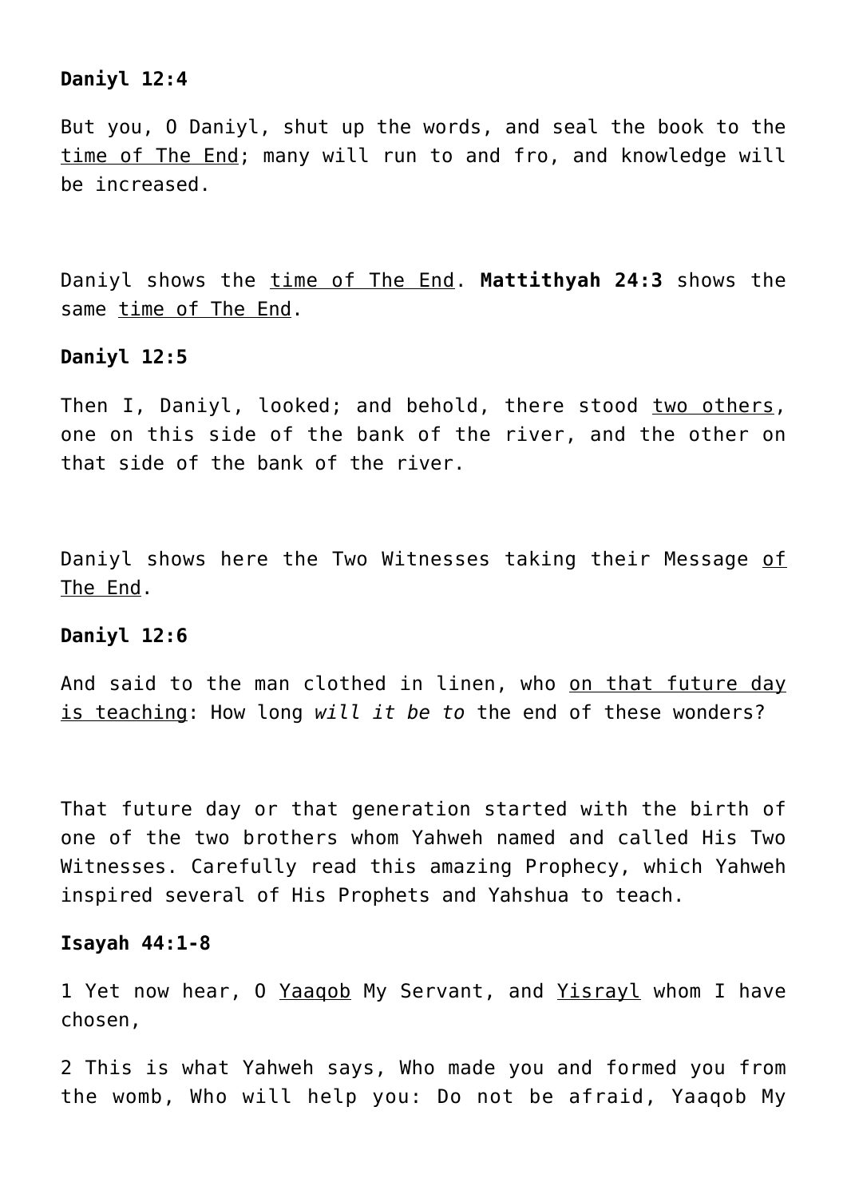**Daniyl 12:4**

But you, O Daniyl, shut up the words, and seal the book to the <u>time of The End</u>; many will run to and fro, and knowledge will be increased.

Daniyl shows the <u>time of The End</u>. **Mattithyah 24:3** shows the same <u>time of The End</u>.

**Daniyl 12:5**

Then I, Daniyl, looked; and behold, there stood <u>two others</u>, one on this side of the bank of the river, and the other on that side of the bank of the river.

Daniyl shows here the Two Witnesses taking their Message <u>of The End</u>.

**Daniyl 12:6**

And said to the man clothed in linen, who <u>on that future day is teaching</u>: How long *will it be to* the end of these wonders?

That future day or that generation started with the birth of one of the two brothers whom Yahweh named and called His Two Witnesses. Carefully read this amazing Prophecy, which Yahweh inspired several of His Prophets and Yahshua to teach.

**Isayah 44:1-8**

1 Yet now hear, O <u>Yaaqob</u> My Servant, and <u>Yisrayl</u> whom I have chosen,

2 This is what Yahweh says, Who made you and formed you from the womb, Who will help you: Do not be afraid, Yaaqob My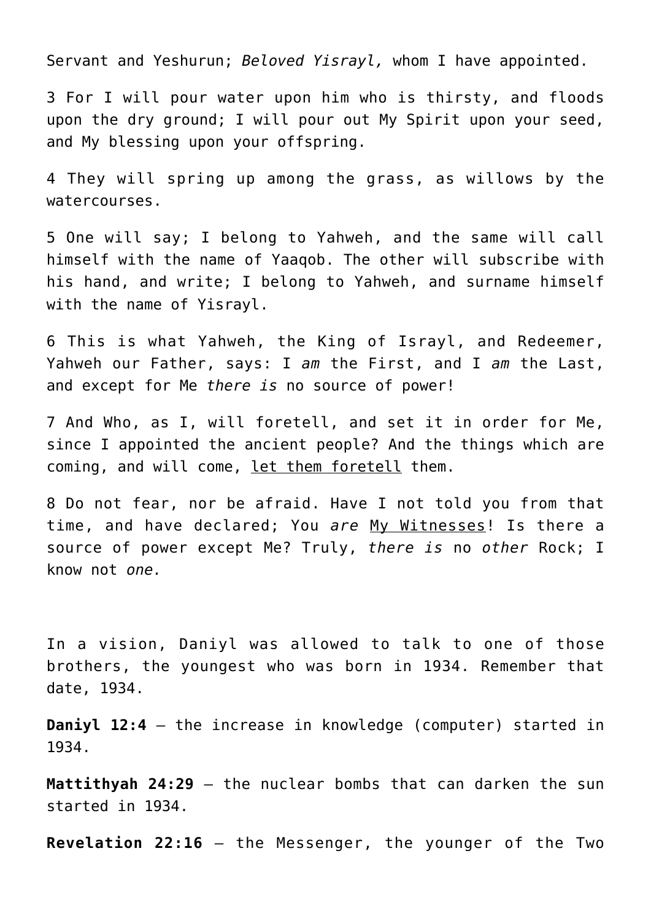Servant and Yeshurun; *Beloved Yisrayl,* whom I have appointed.

3 For I will pour water upon him who is thirsty, and floods upon the dry ground; I will pour out My Spirit upon your seed, and My blessing upon your offspring.

4 They will spring up among the grass, as willows by the watercourses.

5 One will say; I belong to Yahweh, and the same will call himself with the name of Yaaqob. The other will subscribe with his hand, and write; I belong to Yahweh, and surname himself with the name of Yisrayl.

6 This is what Yahweh, the King of Israyl, and Redeemer, Yahweh our Father, says: I *am* the First, and I *am* the Last, and except for Me *there is* no source of power!

7 And Who, as I, will foretell, and set it in order for Me, since I appointed the ancient people? And the things which are coming, and will come, <u>let them foretell</u> them.

8 Do not fear, nor be afraid. Have I not told you from that time, and have declared; You *are* <u>My Witnesses</u>! Is there a source of power except Me? Truly, *there is* no *other* Rock; I know not *one.*

In a vision, Daniyl was allowed to talk to one of those brothers, the youngest who was born in 1934. Remember that date, 1934.

**Daniyl 12:4** – the increase in knowledge (computer) started in 1934.

**Mattithyah 24:29** – the nuclear bombs that can darken the sun started in 1934.

**Revelation 22:16** – the Messenger, the younger of the Two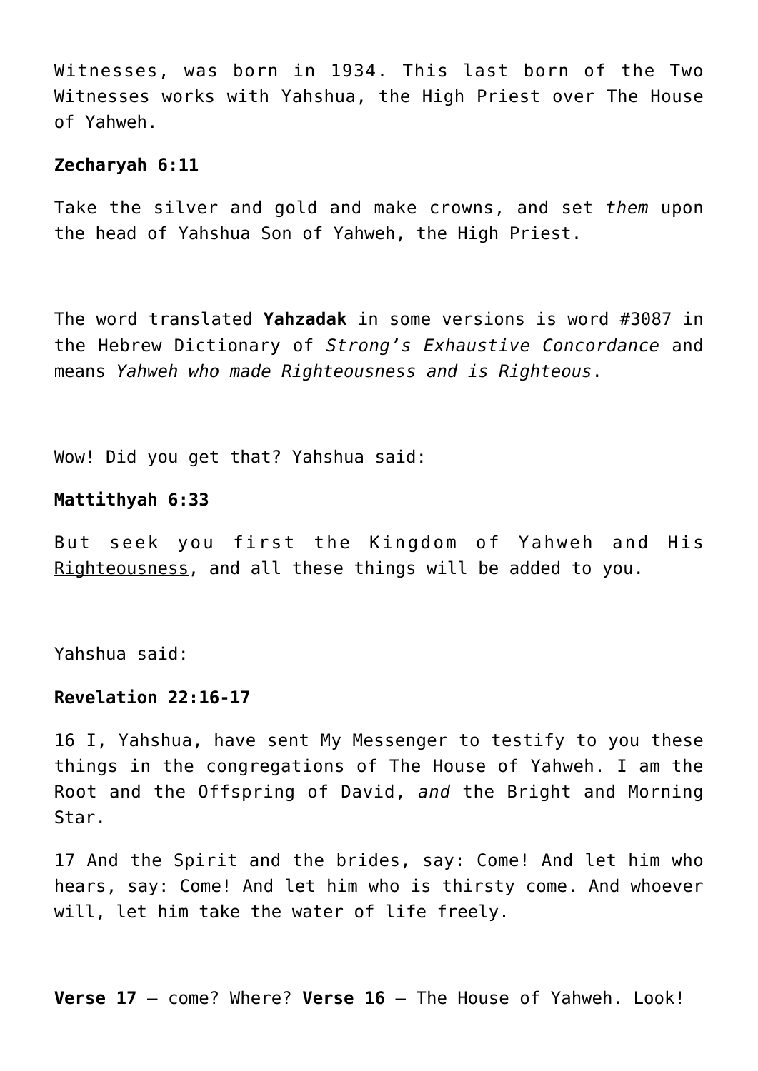Witnesses, was born in 1934. This last born of the Two Witnesses works with Yahshua, the High Priest over The House of Yahweh.

**Zecharyah 6:11**

Take the silver and gold and make crowns, and set *them* upon the head of Yahshua Son of Yahweh, the High Priest.

The word translated **Yahzadak** in some versions is word #3087 in the Hebrew Dictionary of *Strong's Exhaustive Concordance* and means *Yahweh who made Righteousness and is Righteous*.

Wow! Did you get that? Yahshua said:

**Mattithyah 6:33**

But seek you first the Kingdom of Yahweh and His Righteousness, and all these things will be added to you.

Yahshua said:

**Revelation 22:16-17**

16 I, Yahshua, have sent My Messenger to testify to you these things in the congregations of The House of Yahweh. I am the Root and the Offspring of David, *and* the Bright and Morning Star.

17 And the Spirit and the brides, say: Come! And let him who hears, say: Come! And let him who is thirsty come. And whoever will, let him take the water of life freely.

**Verse 17** – come? Where? **Verse 16** – The House of Yahweh. Look!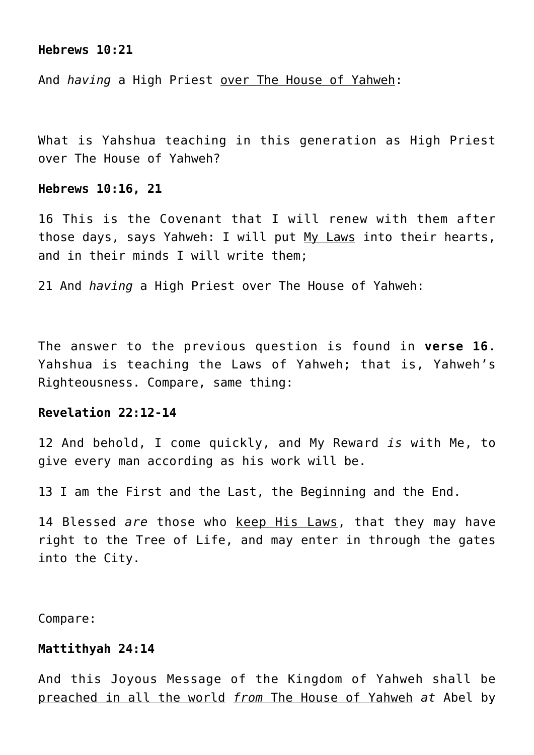**Hebrews 10:21**

And *having* a High Priest <u>over The House of Yahweh</u>:

What is Yahshua teaching in this generation as High Priest over The House of Yahweh?

**Hebrews 10:16, 21**

16 This is the Covenant that I will renew with them after those days, says Yahweh: I will put <u>My Laws</u> into their hearts, and in their minds I will write them;

21 And *having* a High Priest over The House of Yahweh:

The answer to the previous question is found in **verse 16**. Yahshua is teaching the Laws of Yahweh; that is, Yahweh's Righteousness. Compare, same thing:

**Revelation 22:12-14**

12 And behold, I come quickly, and My Reward *is* with Me, to give every man according as his work will be.

13 I am the First and the Last, the Beginning and the End.

14 Blessed *are* those who <u>keep His Laws</u>, that they may have right to the Tree of Life, and may enter in through the gates into the City.

Compare:

**Mattithyah 24:14**

And this Joyous Message of the Kingdom of Yahweh shall be <u>preached in all the world</u> <u>*from* The House of Yahweh</u> *at* Abel by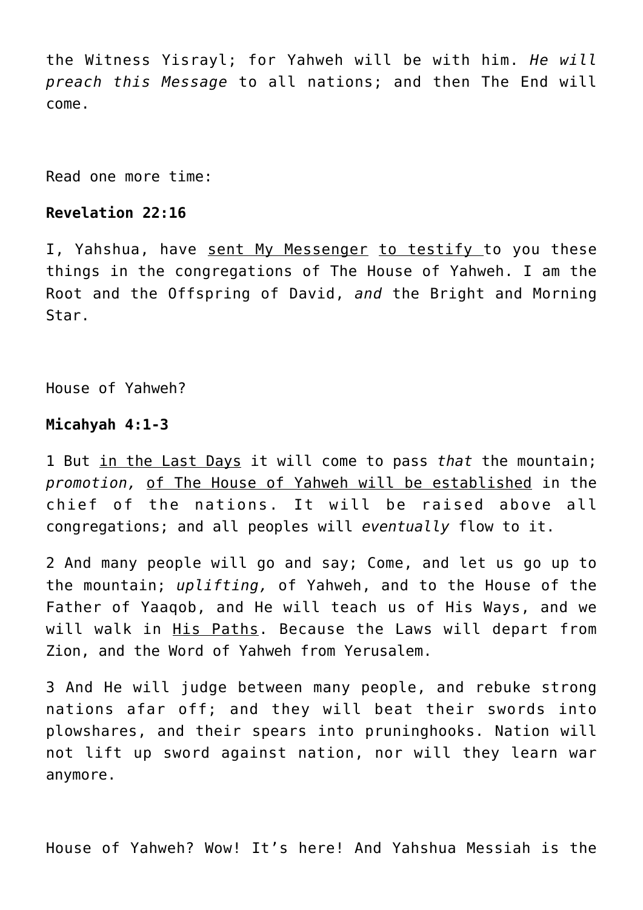the Witness Yisrayl; for Yahweh will be with him. *He will preach this Message* to all nations; and then The End will come.

Read one more time:

**Revelation 22:16**

I, Yahshua, have <u>sent My Messenger</u> <u>to testify</u> to you these things in the congregations of The House of Yahweh. I am the Root and the Offspring of David, *and* the Bright and Morning Star.

House of Yahweh?

**Micahyah 4:1-3**

1 But <u>in the Last Days</u> it will come to pass *that* the mountain; *promotion,* <u>of The House of Yahweh will be established</u> in the chief of the nations. It will be raised above all congregations; and all peoples will *eventually* flow to it.

2 And many people will go and say; Come, and let us go up to the mountain; *uplifting,* of Yahweh, and to the House of the Father of Yaaqob, and He will teach us of His Ways, and we will walk in <u>His Paths</u>. Because the Laws will depart from Zion, and the Word of Yahweh from Yerusalem.

3 And He will judge between many people, and rebuke strong nations afar off; and they will beat their swords into plowshares, and their spears into pruninghooks. Nation will not lift up sword against nation, nor will they learn war anymore.

House of Yahweh? Wow! It's here! And Yahshua Messiah is the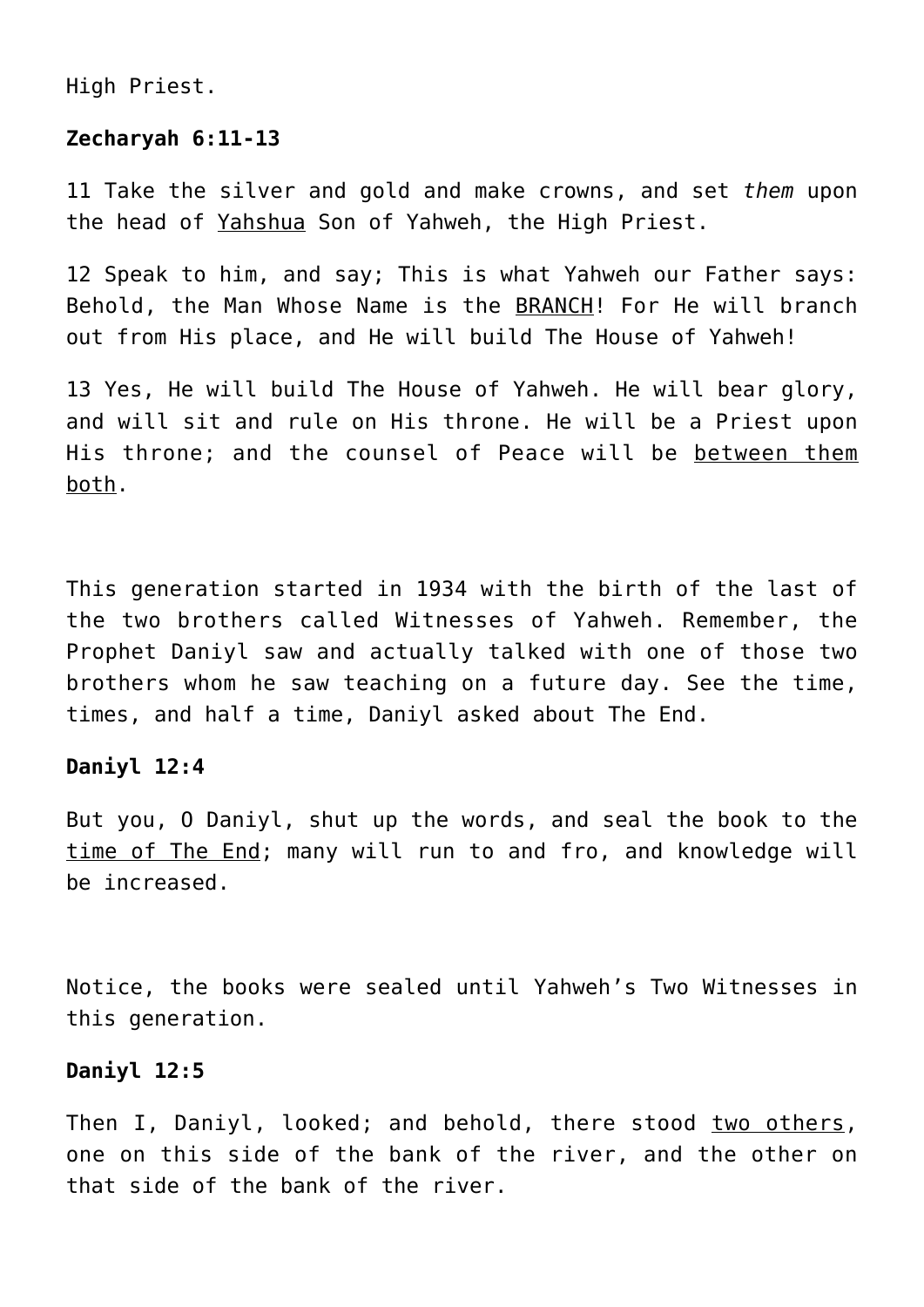High Priest.

**Zecharyah 6:11-13**

11 Take the silver and gold and make crowns, and set *them* upon the head of <u>Yahshua</u> Son of Yahweh, the High Priest.

12 Speak to him, and say; This is what Yahweh our Father says: Behold, the Man Whose Name is the <u>BRANCH</u>! For He will branch out from His place, and He will build The House of Yahweh!

13 Yes, He will build The House of Yahweh. He will bear glory, and will sit and rule on His throne. He will be a Priest upon His throne; and the counsel of Peace will be <u>between them both</u>.

This generation started in 1934 with the birth of the last of the two brothers called Witnesses of Yahweh. Remember, the Prophet Daniyl saw and actually talked with one of those two brothers whom he saw teaching on a future day. See the time, times, and half a time, Daniyl asked about The End.

**Daniyl 12:4**

But you, O Daniyl, shut up the words, and seal the book to the <u>time of The End</u>; many will run to and fro, and knowledge will be increased.

Notice, the books were sealed until Yahweh's Two Witnesses in this generation.

**Daniyl 12:5**

Then I, Daniyl, looked; and behold, there stood <u>two others</u>, one on this side of the bank of the river, and the other on that side of the bank of the river.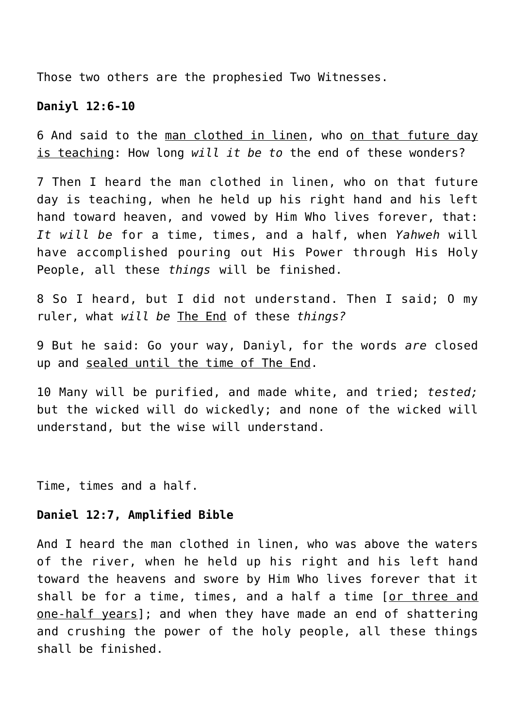Those two others are the prophesied Two Witnesses.

**Daniyl 12:6-10**

6 And said to the man clothed in linen, who on that future day is teaching: How long *will it be to* the end of these wonders?

7 Then I heard the man clothed in linen, who on that future day is teaching, when he held up his right hand and his left hand toward heaven, and vowed by Him Who lives forever, that: *It will be* for a time, times, and a half, when *Yahweh* will have accomplished pouring out His Power through His Holy People, all these *things* will be finished.

8 So I heard, but I did not understand. Then I said; O my ruler, what *will be* The End of these *things?*

9 But he said: Go your way, Daniyl, for the words *are* closed up and sealed until the time of The End.

10 Many will be purified, and made white, and tried; *tested;* but the wicked will do wickedly; and none of the wicked will understand, but the wise will understand.

Time, times and a half.

**Daniel 12:7, Amplified Bible**

And I heard the man clothed in linen, who was above the waters of the river, when he held up his right and his left hand toward the heavens and swore by Him Who lives forever that it shall be for a time, times, and a half a time [or three and one-half years]; and when they have made an end of shattering and crushing the power of the holy people, all these things shall be finished.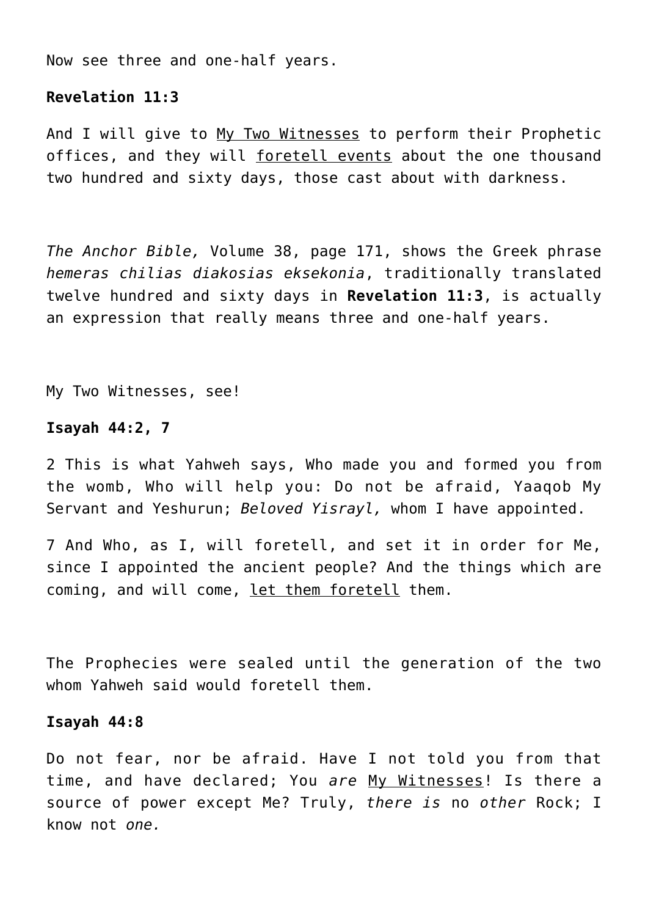Now see three and one-half years.

**Revelation 11:3**

And I will give to <u>My Two Witnesses</u> to perform their Prophetic offices, and they will <u>foretell events</u> about the one thousand two hundred and sixty days, those cast about with darkness.

*The Anchor Bible,* Volume 38, page 171, shows the Greek phrase *hemeras chilias diakosias eksekonia*, traditionally translated twelve hundred and sixty days in **Revelation 11:3**, is actually an expression that really means three and one-half years.

My Two Witnesses, see!

**Isayah 44:2, 7**

2 This is what Yahweh says, Who made you and formed you from the womb, Who will help you: Do not be afraid, Yaaqob My Servant and Yeshurun; *Beloved Yisrayl,* whom I have appointed.

7 And Who, as I, will foretell, and set it in order for Me, since I appointed the ancient people? And the things which are coming, and will come, <u>let them foretell</u> them.

The Prophecies were sealed until the generation of the two whom Yahweh said would foretell them.

**Isayah 44:8**

Do not fear, nor be afraid. Have I not told you from that time, and have declared; You *are* <u>My Witnesses</u>! Is there a source of power except Me? Truly, *there is* no *other* Rock; I know not *one.*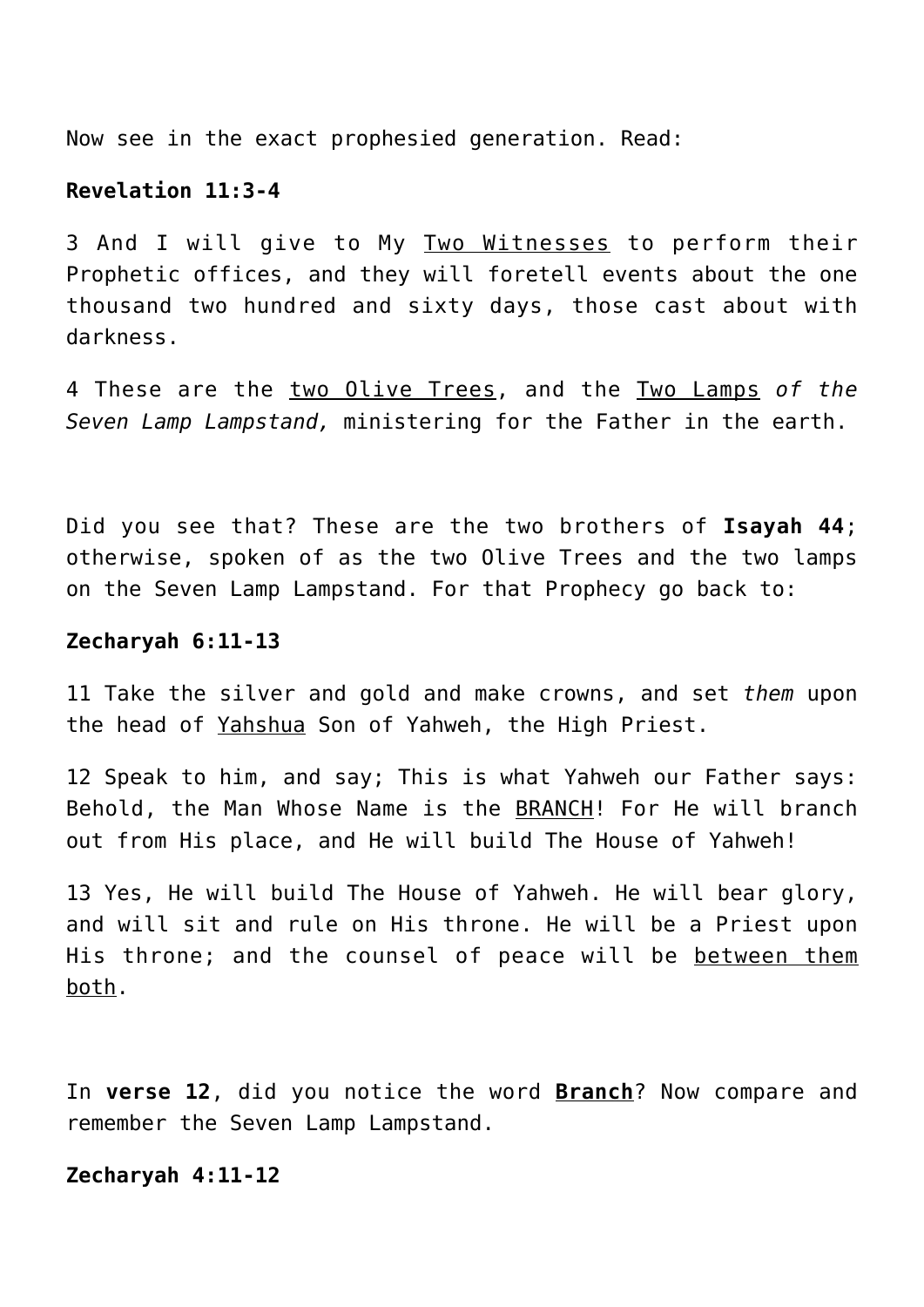Now see in the exact prophesied generation. Read:

**Revelation 11:3-4**

3 And I will give to My <u>Two Witnesses</u> to perform their Prophetic offices, and they will foretell events about the one thousand two hundred and sixty days, those cast about with darkness.

4 These are the <u>two Olive Trees</u>, and the <u>Two Lamps</u> *of the Seven Lamp Lampstand,* ministering for the Father in the earth.

Did you see that? These are the two brothers of **Isayah 44**; otherwise, spoken of as the two Olive Trees and the two lamps on the Seven Lamp Lampstand. For that Prophecy go back to:

**Zecharyah 6:11-13**

11 Take the silver and gold and make crowns, and set *them* upon the head of <u>Yahshua</u> Son of Yahweh, the High Priest.

12 Speak to him, and say; This is what Yahweh our Father says: Behold, the Man Whose Name is the <u>BRANCH</u>! For He will branch out from His place, and He will build The House of Yahweh!

13 Yes, He will build The House of Yahweh. He will bear glory, and will sit and rule on His throne. He will be a Priest upon His throne; and the counsel of peace will be <u>between them both</u>.

In **verse 12**, did you notice the word **<u>Branch</u>**? Now compare and remember the Seven Lamp Lampstand.

**Zecharyah 4:11-12**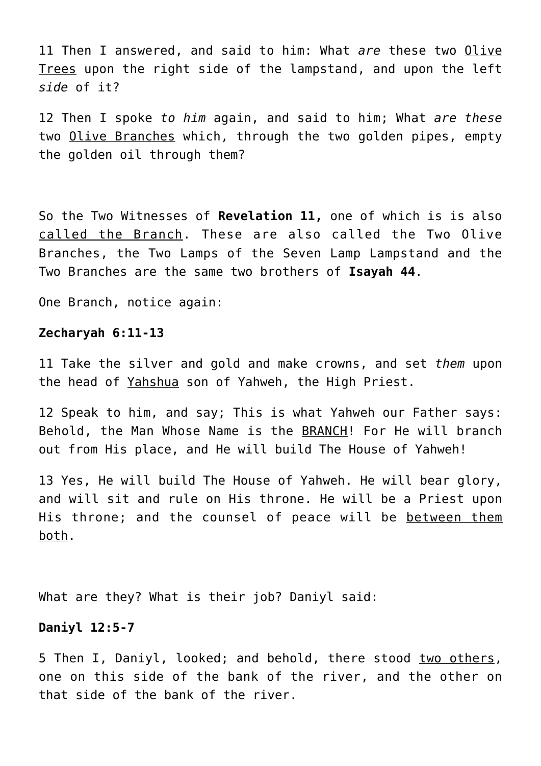11 Then I answered, and said to him: What *are* these two <u>Olive Trees</u> upon the right side of the lampstand, and upon the left *side* of it?

12 Then I spoke *to him* again, and said to him; What *are these* two <u>Olive Branches</u> which, through the two golden pipes, empty the golden oil through them?

So the Two Witnesses of **Revelation 11,** one of which is is also <u>called the Branch</u>. These are also called the Two Olive Branches, the Two Lamps of the Seven Lamp Lampstand and the Two Branches are the same two brothers of **Isayah 44**.

One Branch, notice again:

**Zecharyah 6:11-13**

11 Take the silver and gold and make crowns, and set *them* upon the head of <u>Yahshua</u> son of Yahweh, the High Priest.

12 Speak to him, and say; This is what Yahweh our Father says: Behold, the Man Whose Name is the <u>BRANCH</u>! For He will branch out from His place, and He will build The House of Yahweh!

13 Yes, He will build The House of Yahweh. He will bear glory, and will sit and rule on His throne. He will be a Priest upon His throne; and the counsel of peace will be <u>between them both</u>.

What are they? What is their job? Daniyl said:

**Daniyl 12:5-7**

5 Then I, Daniyl, looked; and behold, there stood <u>two others</u>, one on this side of the bank of the river, and the other on that side of the bank of the river.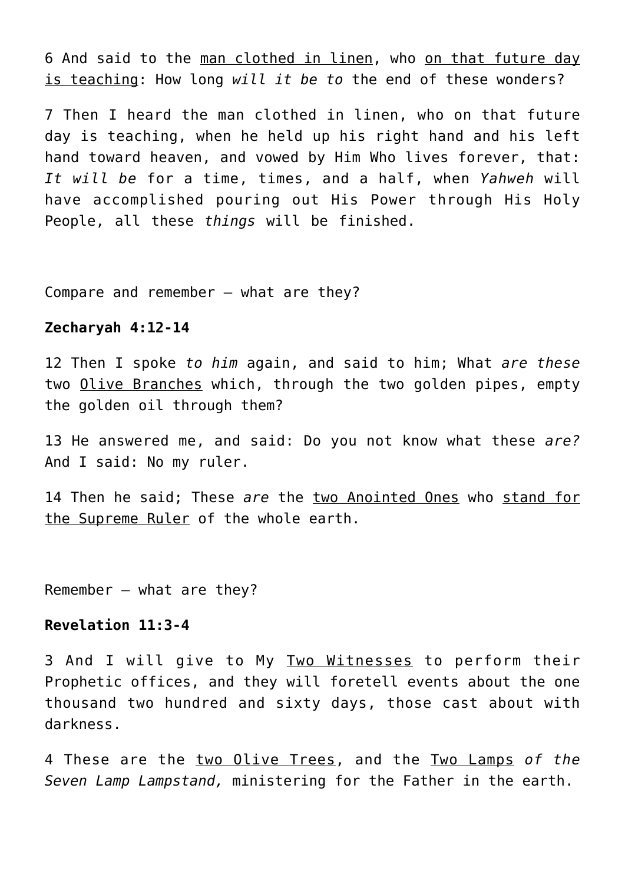6 And said to the <u>man clothed in linen</u>, who <u>on that future day is teaching</u>: How long *will it be to* the end of these wonders?

7 Then I heard the man clothed in linen, who on that future day is teaching, when he held up his right hand and his left hand toward heaven, and vowed by Him Who lives forever, that: *It will be* for a time, times, and a half, when *Yahweh* will have accomplished pouring out His Power through His Holy People, all these *things* will be finished.

Compare and remember – what are they?

**Zecharyah 4:12-14**

12 Then I spoke *to him* again, and said to him; What *are these* two <u>Olive Branches</u> which, through the two golden pipes, empty the golden oil through them?

13 He answered me, and said: Do you not know what these *are?* And I said: No my ruler.

14 Then he said; These *are* the <u>two Anointed Ones</u> who <u>stand for the Supreme Ruler</u> of the whole earth.

Remember – what are they?

**Revelation 11:3-4**

3 And I will give to My <u>Two Witnesses</u> to perform their Prophetic offices, and they will foretell events about the one thousand two hundred and sixty days, those cast about with darkness.

4 These are the <u>two Olive Trees</u>, and the <u>Two Lamps</u> *of the Seven Lamp Lampstand,* ministering for the Father in the earth.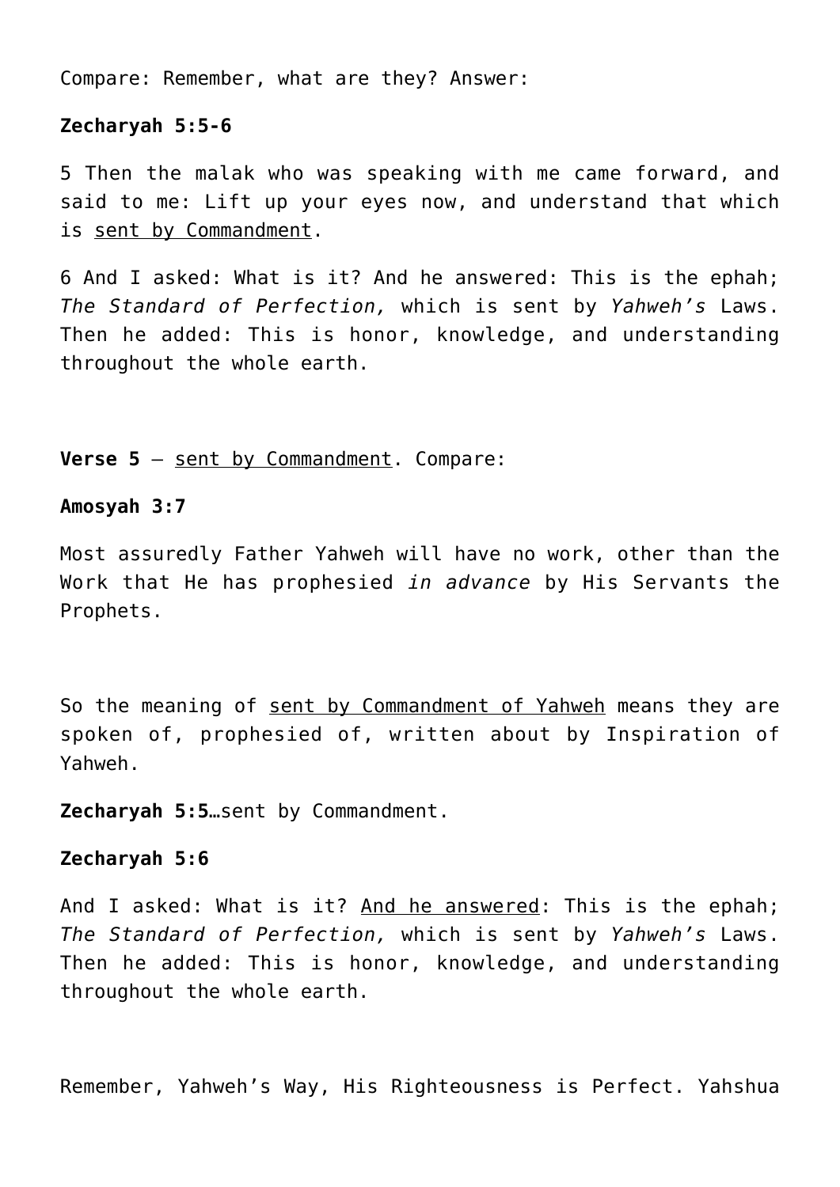Compare: Remember, what are they? Answer:

**Zecharyah 5:5-6**

5 Then the malak who was speaking with me came forward, and said to me: Lift up your eyes now, and understand that which is <u>sent by Commandment</u>.

6 And I asked: What is it? And he answered: This is the ephah; *The Standard of Perfection,* which is sent by *Yahweh's* Laws. Then he added: This is honor, knowledge, and understanding throughout the whole earth.

**Verse 5** – <u>sent by Commandment</u>. Compare:

**Amosyah 3:7**

Most assuredly Father Yahweh will have no work, other than the Work that He has prophesied *in advance* by His Servants the Prophets.

So the meaning of <u>sent by Commandment of Yahweh</u> means they are spoken of, prophesied of, written about by Inspiration of Yahweh.

**Zecharyah 5:5**…sent by Commandment.

**Zecharyah 5:6**

And I asked: What is it? <u>And he answered</u>: This is the ephah; *The Standard of Perfection,* which is sent by *Yahweh's* Laws. Then he added: This is honor, knowledge, and understanding throughout the whole earth.

Remember, Yahweh's Way, His Righteousness is Perfect. Yahshua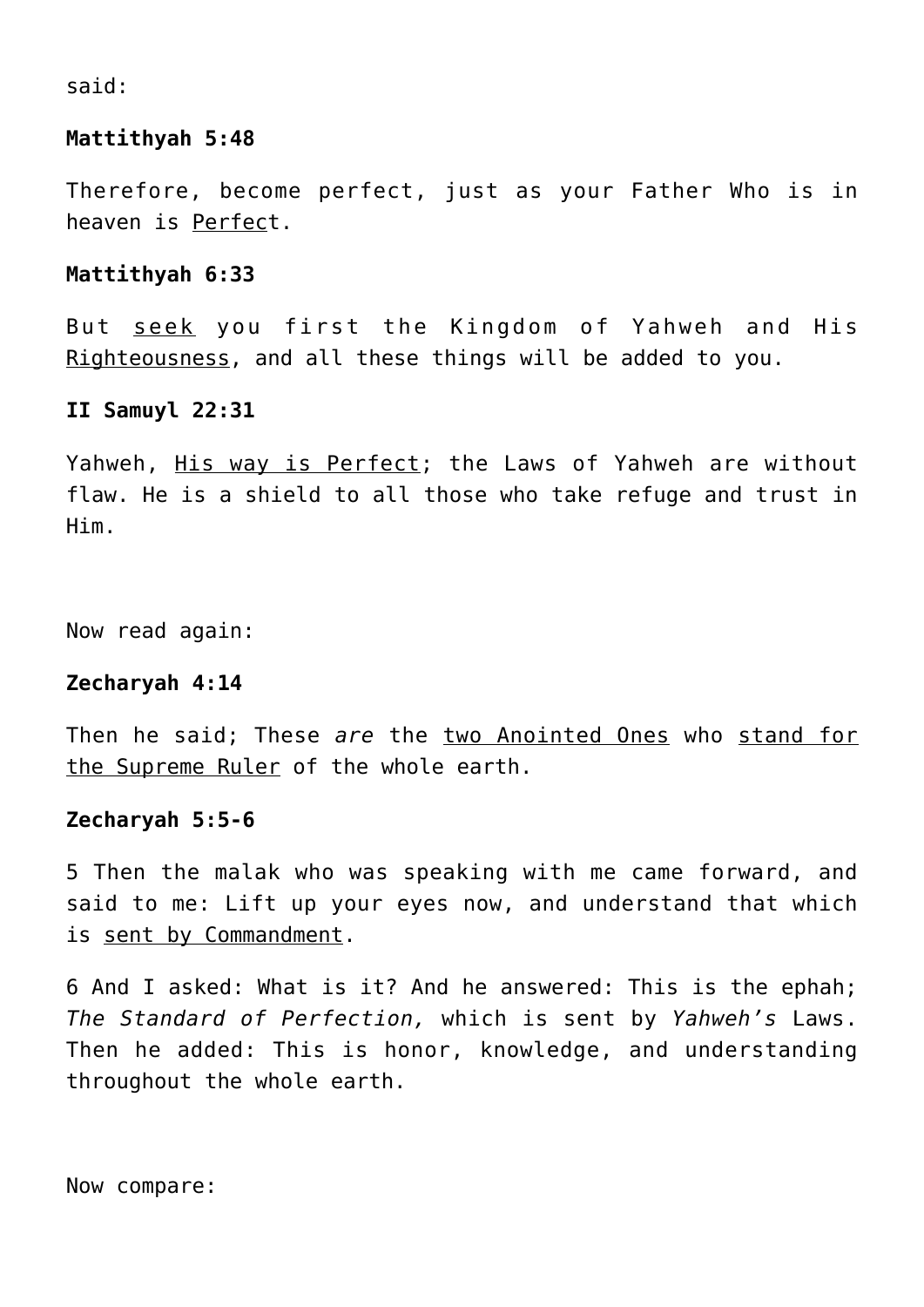said:

**Mattithyah 5:48**

Therefore, become perfect, just as your Father Who is in heaven is <u>Perfec</u>t.

**Mattithyah 6:33**

But <u>seek</u> you first the Kingdom of Yahweh and His <u>Righteousness</u>, and all these things will be added to you.

**II Samuyl 22:31**

Yahweh, <u>His way is Perfect</u>; the Laws of Yahweh are without flaw. He is a shield to all those who take refuge and trust in Him.

Now read again:

**Zecharyah 4:14**

Then he said; These *are* the <u>two Anointed Ones</u> who <u>stand for the Supreme Ruler</u> of the whole earth.

**Zecharyah 5:5-6**

5 Then the malak who was speaking with me came forward, and said to me: Lift up your eyes now, and understand that which is <u>sent by Commandment</u>.

6 And I asked: What is it? And he answered: This is the ephah; *The Standard of Perfection,* which is sent by *Yahweh's* Laws. Then he added: This is honor, knowledge, and understanding throughout the whole earth.

Now compare: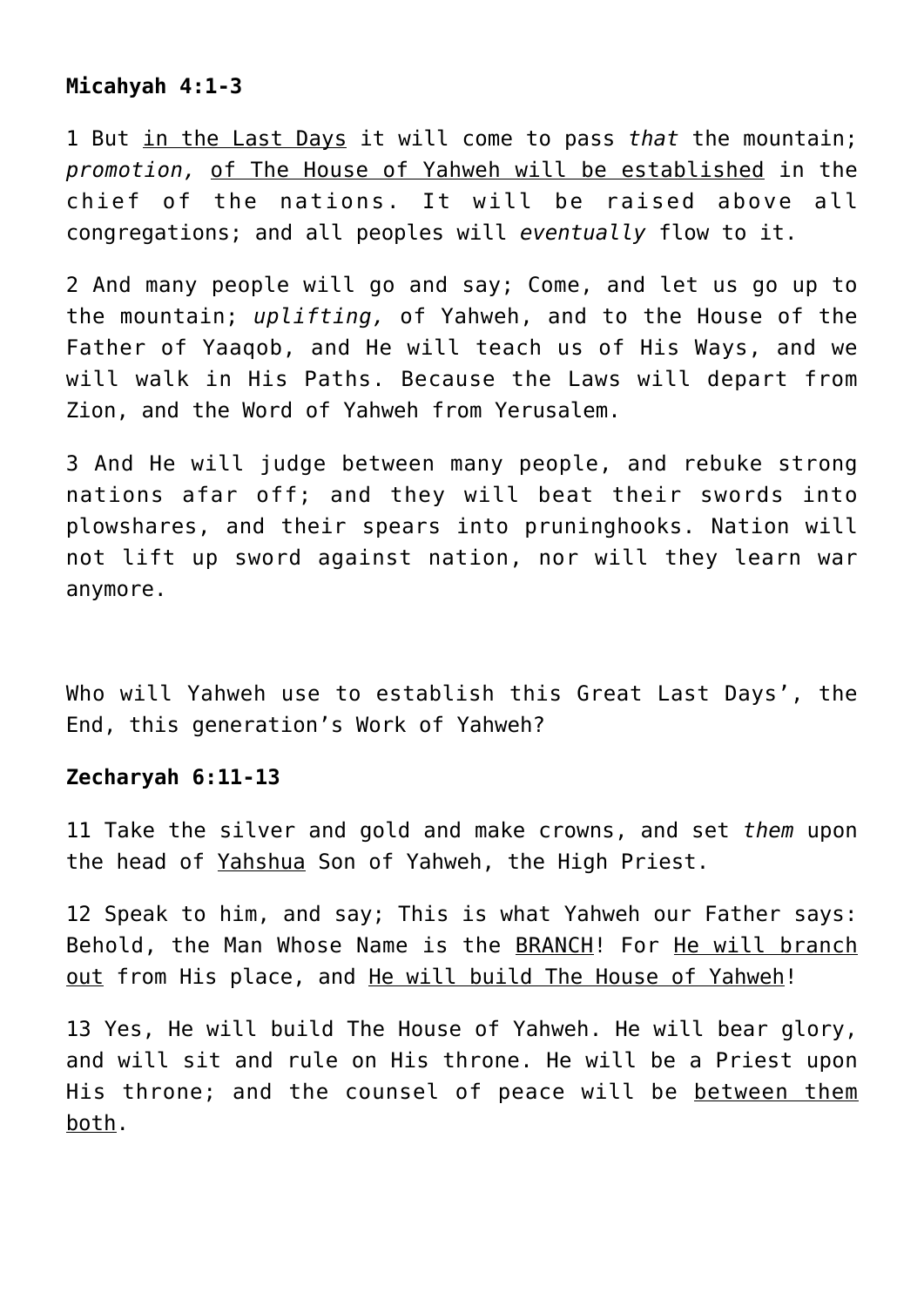**Micahyah 4:1-3**

1 But <u>in the Last Days</u> it will come to pass *that* the mountain; *promotion,* <u>of The House of Yahweh will be established</u> in the chief of the nations. It will be raised above all congregations; and all peoples will *eventually* flow to it.

2 And many people will go and say; Come, and let us go up to the mountain; *uplifting,* of Yahweh, and to the House of the Father of Yaaqob, and He will teach us of His Ways, and we will walk in His Paths. Because the Laws will depart from Zion, and the Word of Yahweh from Yerusalem.

3 And He will judge between many people, and rebuke strong nations afar off; and they will beat their swords into plowshares, and their spears into pruninghooks. Nation will not lift up sword against nation, nor will they learn war anymore.

Who will Yahweh use to establish this Great Last Days', the End, this generation's Work of Yahweh?

**Zecharyah 6:11-13**

11 Take the silver and gold and make crowns, and set *them* upon the head of <u>Yahshua</u> Son of Yahweh, the High Priest.

12 Speak to him, and say; This is what Yahweh our Father says: Behold, the Man Whose Name is the <u>BRANCH</u>! For <u>He will branch out</u> from His place, and <u>He will build The House of Yahweh</u>!

13 Yes, He will build The House of Yahweh. He will bear glory, and will sit and rule on His throne. He will be a Priest upon His throne; and the counsel of peace will be <u>between them both</u>.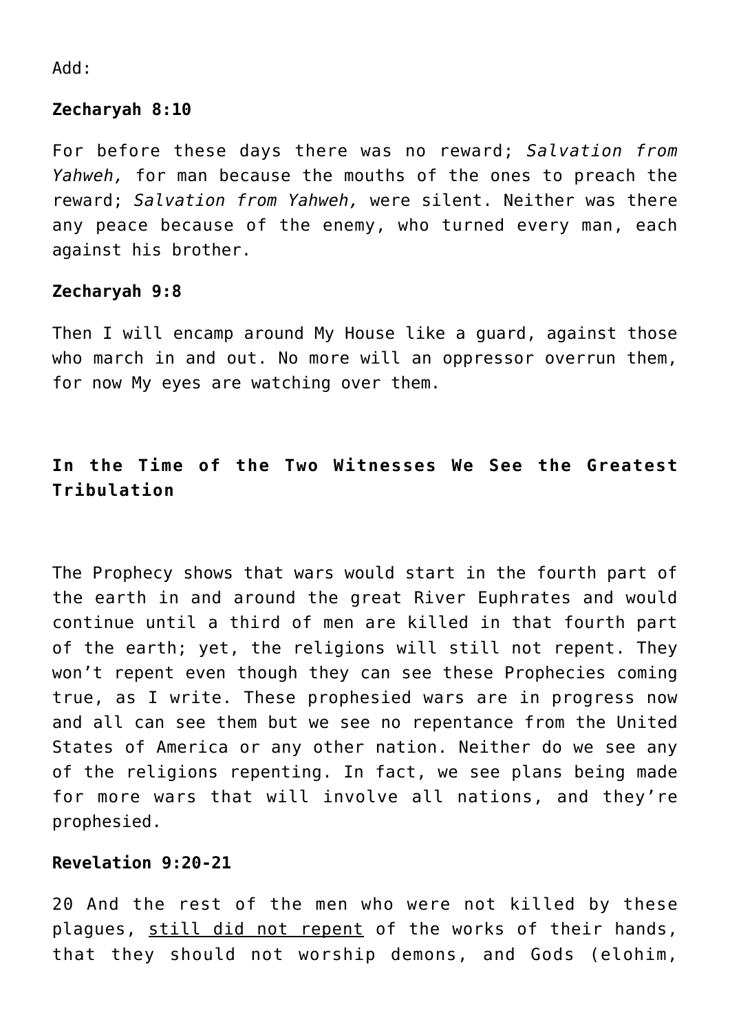Add:

**Zecharyah 8:10**

For before these days there was no reward; *Salvation from Yahweh,* for man because the mouths of the ones to preach the reward; *Salvation from Yahweh,* were silent. Neither was there any peace because of the enemy, who turned every man, each against his brother.

**Zecharyah 9:8**

Then I will encamp around My House like a guard, against those who march in and out. No more will an oppressor overrun them, for now My eyes are watching over them.

**In the Time of the Two Witnesses We See the Greatest Tribulation**

The Prophecy shows that wars would start in the fourth part of the earth in and around the great River Euphrates and would continue until a third of men are killed in that fourth part of the earth; yet, the religions will still not repent. They won't repent even though they can see these Prophecies coming true, as I write. These prophesied wars are in progress now and all can see them but we see no repentance from the United States of America or any other nation. Neither do we see any of the religions repenting. In fact, we see plans being made for more wars that will involve all nations, and they're prophesied.

**Revelation 9:20-21**

20 And the rest of the men who were not killed by these plagues, <u>still did not repent</u> of the works of their hands, that they should not worship demons, and Gods (elohim,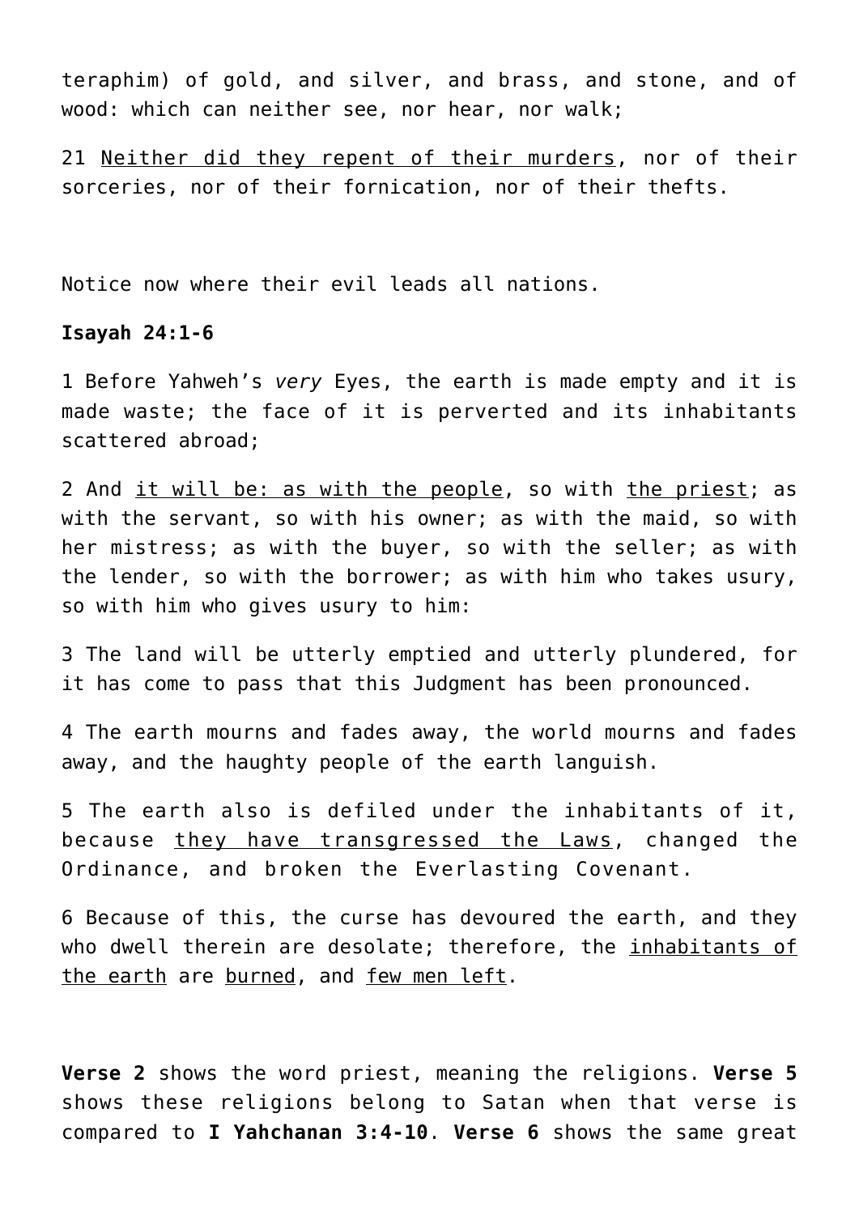teraphim) of gold, and silver, and brass, and stone, and of wood: which can neither see, nor hear, nor walk;

21 <u>Neither did they repent of their murders</u>, nor of their sorceries, nor of their fornication, nor of their thefts.

Notice now where their evil leads all nations.

**Isayah 24:1-6**

1 Before Yahweh's *very* Eyes, the earth is made empty and it is made waste; the face of it is perverted and its inhabitants scattered abroad;

2 And <u>it will be: as with the people</u>, so with <u>the priest</u>; as with the servant, so with his owner; as with the maid, so with her mistress; as with the buyer, so with the seller; as with the lender, so with the borrower; as with him who takes usury, so with him who gives usury to him:

3 The land will be utterly emptied and utterly plundered, for it has come to pass that this Judgment has been pronounced.

4 The earth mourns and fades away, the world mourns and fades away, and the haughty people of the earth languish.

5 The earth also is defiled under the inhabitants of it, because <u>they have transgressed the Laws</u>, changed the Ordinance, and broken the Everlasting Covenant.

6 Because of this, the curse has devoured the earth, and they who dwell therein are desolate; therefore, the <u>inhabitants of the earth</u> are <u>burned</u>, and <u>few men left</u>.

**Verse 2** shows the word priest, meaning the religions. **Verse 5** shows these religions belong to Satan when that verse is compared to **I Yahchanan 3:4-10**. **Verse 6** shows the same great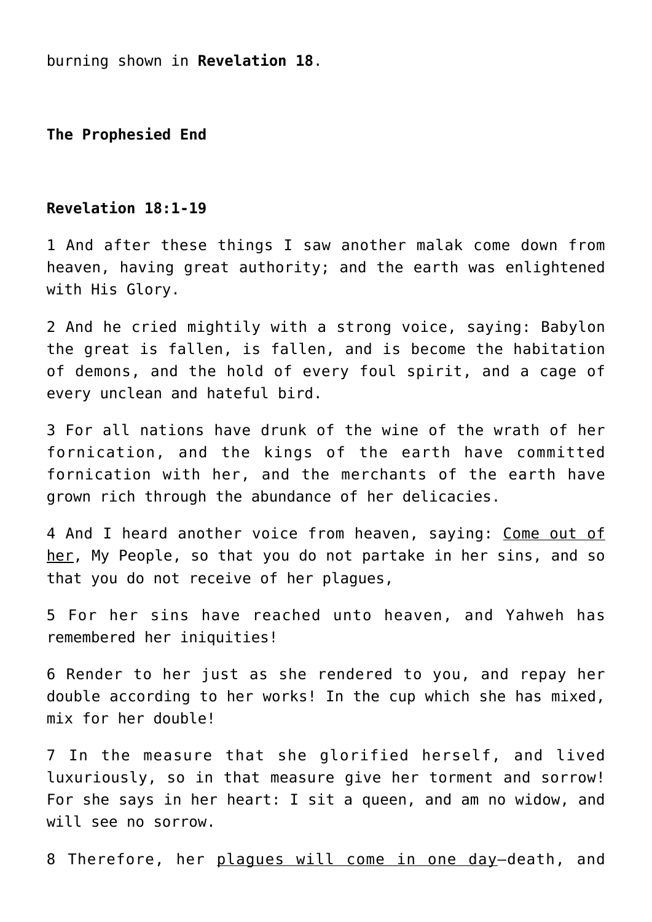burning shown in **Revelation 18**.

**The Prophesied End**

**Revelation 18:1-19**

1 And after these things I saw another malak come down from heaven, having great authority; and the earth was enlightened with His Glory.

2 And he cried mightily with a strong voice, saying: Babylon the great is fallen, is fallen, and is become the habitation of demons, and the hold of every foul spirit, and a cage of every unclean and hateful bird.

3 For all nations have drunk of the wine of the wrath of her fornication, and the kings of the earth have committed fornication with her, and the merchants of the earth have grown rich through the abundance of her delicacies.

4 And I heard another voice from heaven, saying: <u>Come out of her</u>, My People, so that you do not partake in her sins, and so that you do not receive of her plagues,

5 For her sins have reached unto heaven, and Yahweh has remembered her iniquities!

6 Render to her just as she rendered to you, and repay her double according to her works! In the cup which she has mixed, mix for her double!

7 In the measure that she glorified herself, and lived luxuriously, so in that measure give her torment and sorrow! For she says in her heart: I sit a queen, and am no widow, and will see no sorrow.

8 Therefore, her <u>plagues will come in one day</u>—death, and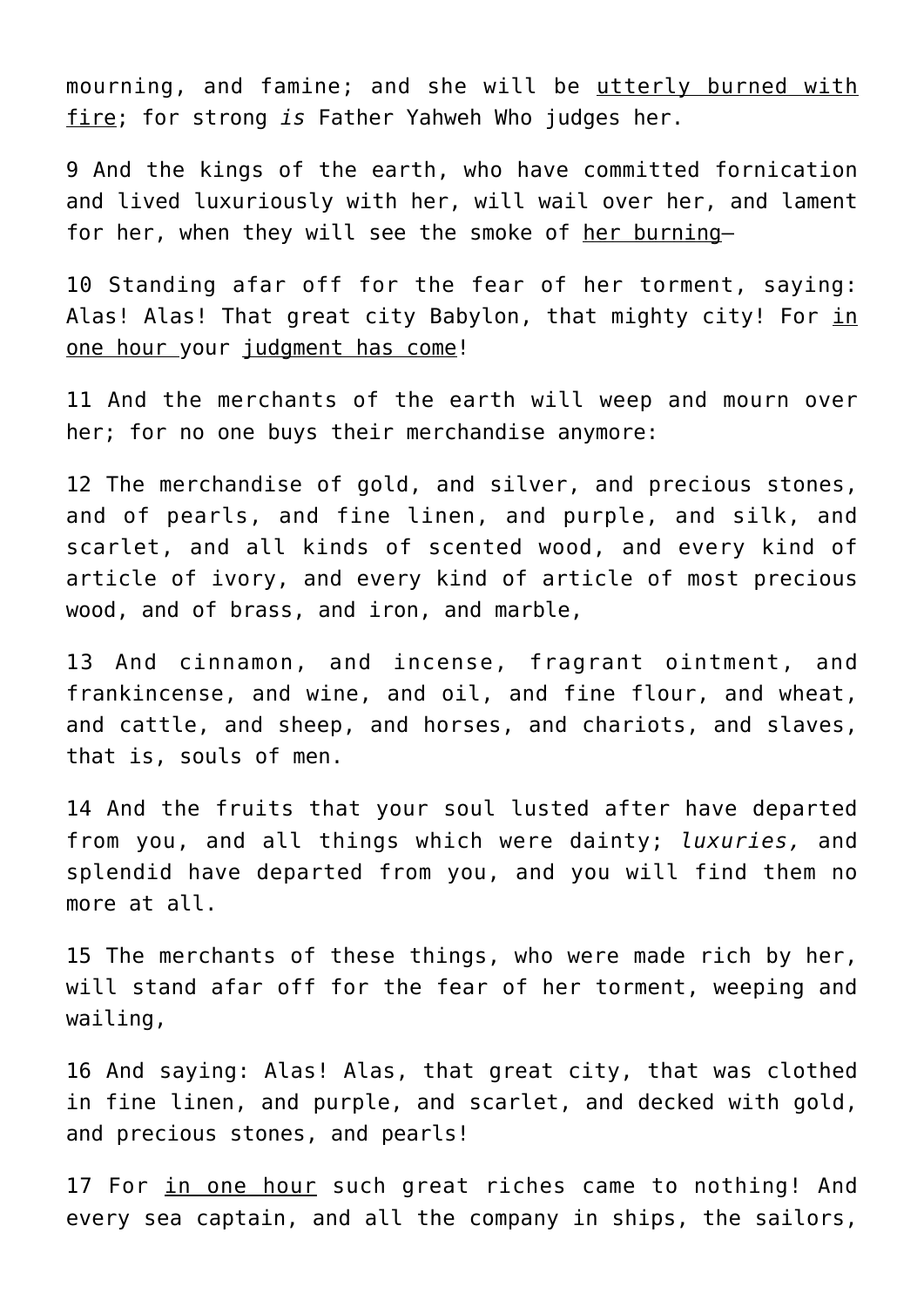mourning, and famine; and she will be <u>utterly burned with fire</u>; for strong *is* Father Yahweh Who judges her.

9 And the kings of the earth, who have committed fornication and lived luxuriously with her, will wail over her, and lament for her, when they will see the smoke of <u>her burning</u>—

10 Standing afar off for the fear of her torment, saying: Alas! Alas! That great city Babylon, that mighty city! For <u>in one hour </u>your <u>judgment has come</u>!

11 And the merchants of the earth will weep and mourn over her; for no one buys their merchandise anymore:

12 The merchandise of gold, and silver, and precious stones, and of pearls, and fine linen, and purple, and silk, and scarlet, and all kinds of scented wood, and every kind of article of ivory, and every kind of article of most precious wood, and of brass, and iron, and marble,

13 And cinnamon, and incense, fragrant ointment, and frankincense, and wine, and oil, and fine flour, and wheat, and cattle, and sheep, and horses, and chariots, and slaves, that is, souls of men.

14 And the fruits that your soul lusted after have departed from you, and all things which were dainty; *luxuries,* and splendid have departed from you, and you will find them no more at all.

15 The merchants of these things, who were made rich by her, will stand afar off for the fear of her torment, weeping and wailing,

16 And saying: Alas! Alas, that great city, that was clothed in fine linen, and purple, and scarlet, and decked with gold, and precious stones, and pearls!

17 For <u>in one hour</u> such great riches came to nothing! And every sea captain, and all the company in ships, the sailors,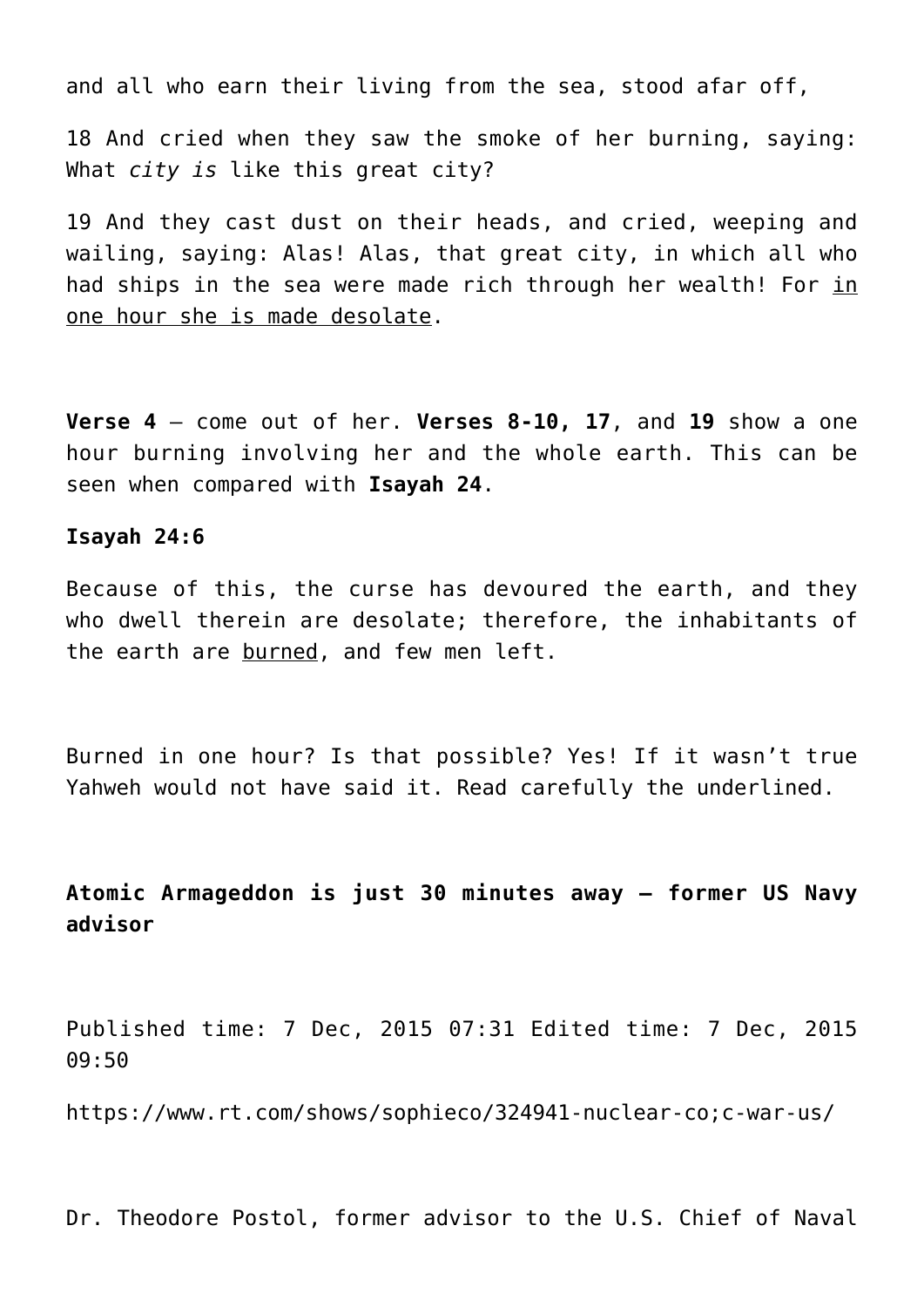and all who earn their living from the sea, stood afar off,

18 And cried when they saw the smoke of her burning, saying: What *city is* like this great city?

19 And they cast dust on their heads, and cried, weeping and wailing, saying: Alas! Alas, that great city, in which all who had ships in the sea were made rich through her wealth! For <u>in one hour she is made desolate</u>.

**Verse 4** – come out of her. **Verses 8-10, 17**, and **19** show a one hour burning involving her and the whole earth. This can be seen when compared with **Isayah 24**.

**Isayah 24:6**

Because of this, the curse has devoured the earth, and they who dwell therein are desolate; therefore, the inhabitants of the earth are <u>burned</u>, and few men left.

Burned in one hour? Is that possible? Yes! If it wasn't true Yahweh would not have said it. Read carefully the underlined.

**Atomic Armageddon is just 30 minutes away – former US Navy advisor**

Published time: 7 Dec, 2015 07:31 Edited time: 7 Dec, 2015 09:50

https://www.rt.com/shows/sophieco/324941-nuclear-co;c-war-us/

Dr. Theodore Postol, former advisor to the U.S. Chief of Naval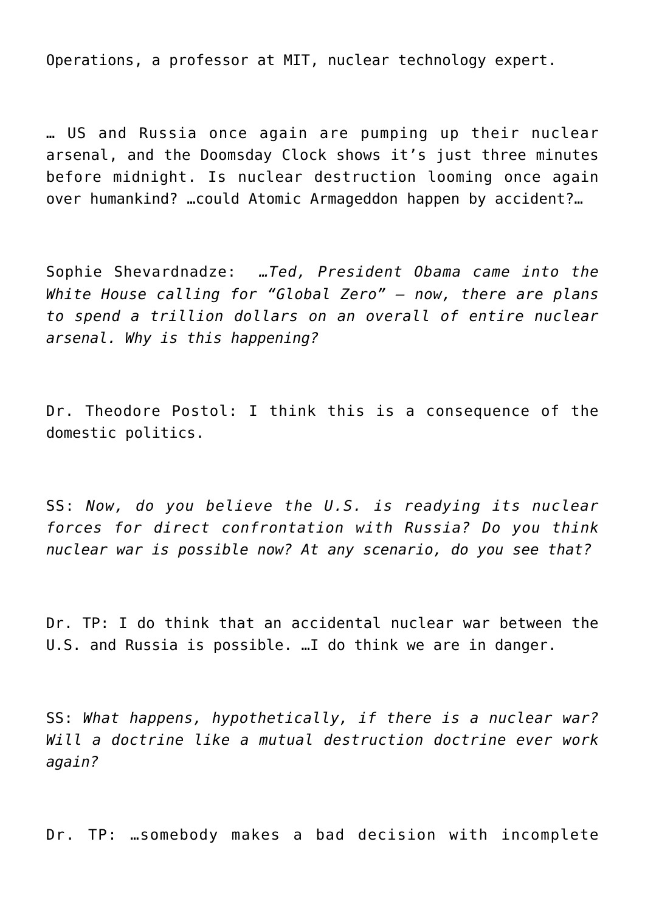Operations, a professor at MIT, nuclear technology expert.

… US and Russia once again are pumping up their nuclear arsenal, and the Doomsday Clock shows it's just three minutes before midnight. Is nuclear destruction looming once again over humankind? …could Atomic Armageddon happen by accident?…

Sophie Shevardnadze: *…Ted, President Obama came into the White House calling for "Global Zero" – now, there are plans to spend a trillion dollars on an overall of entire nuclear arsenal. Why is this happening?*

Dr. Theodore Postol: I think this is a consequence of the domestic politics.

SS: *Now, do you believe the U.S. is readying its nuclear forces for direct confrontation with Russia? Do you think nuclear war is possible now? At any scenario, do you see that?*

Dr. TP: I do think that an accidental nuclear war between the U.S. and Russia is possible. …I do think we are in danger.

SS: *What happens, hypothetically, if there is a nuclear war? Will a doctrine like a mutual destruction doctrine ever work again?*

Dr. TP: …somebody makes a bad decision with incomplete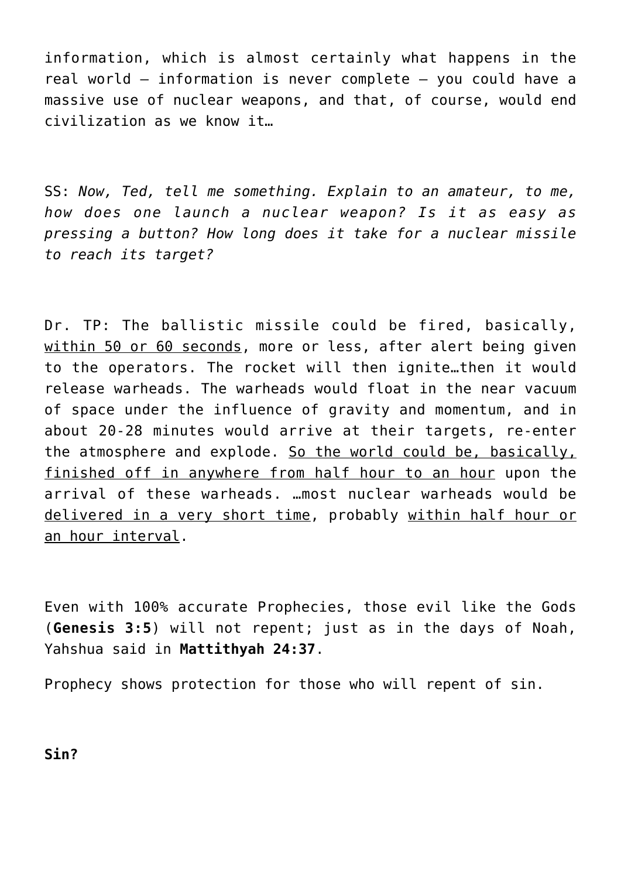information, which is almost certainly what happens in the real world – information is never complete – you could have a massive use of nuclear weapons, and that, of course, would end civilization as we know it…

SS: *Now, Ted, tell me something. Explain to an amateur, to me, how does one launch a nuclear weapon? Is it as easy as pressing a button? How long does it take for a nuclear missile to reach its target?*

Dr. TP: The ballistic missile could be fired, basically, <u>within 50 or 60 seconds</u>, more or less, after alert being given to the operators. The rocket will then ignite…then it would release warheads. The warheads would float in the near vacuum of space under the influence of gravity and momentum, and in about 20-28 minutes would arrive at their targets, re-enter the atmosphere and explode. <u>So the world could be, basically, finished off in anywhere from half hour to an hour</u> upon the arrival of these warheads. …most nuclear warheads would be <u>delivered in a very short time</u>, probably <u>within half hour or an hour interval</u>.

Even with 100% accurate Prophecies, those evil like the Gods (**Genesis 3:5**) will not repent; just as in the days of Noah, Yahshua said in **Mattithyah 24:37**.

Prophecy shows protection for those who will repent of sin.

**Sin?**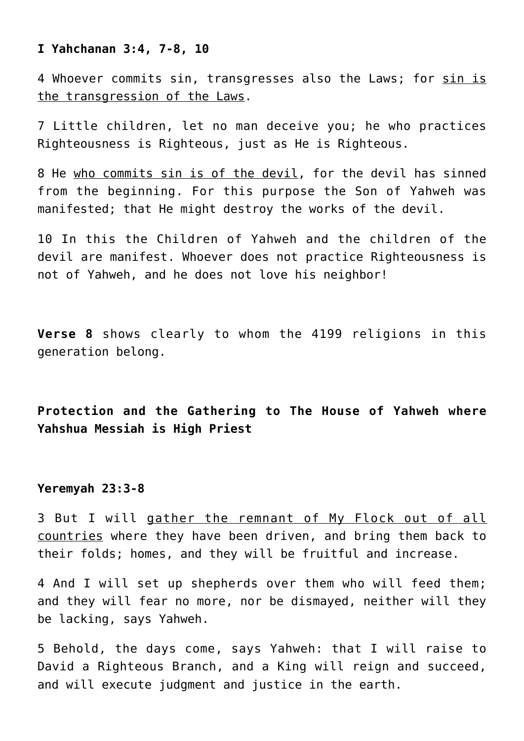**I Yahchanan 3:4, 7-8, 10**

4 Whoever commits sin, transgresses also the Laws; for <u>sin is the transgression of the Laws</u>.

7 Little children, let no man deceive you; he who practices Righteousness is Righteous, just as He is Righteous.

8 He <u>who commits sin is of the devil</u>, for the devil has sinned from the beginning. For this purpose the Son of Yahweh was manifested; that He might destroy the works of the devil.

10 In this the Children of Yahweh and the children of the devil are manifest. Whoever does not practice Righteousness is not of Yahweh, and he does not love his neighbor!

**Verse 8** shows clearly to whom the 4199 religions in this generation belong.

**Protection and the Gathering to The House of Yahweh where Yahshua Messiah is High Priest**

**Yeremyah 23:3-8**

3 But I will <u>gather the remnant of My Flock out of all countries</u> where they have been driven, and bring them back to their folds; homes, and they will be fruitful and increase.

4 And I will set up shepherds over them who will feed them; and they will fear no more, nor be dismayed, neither will they be lacking, says Yahweh.

5 Behold, the days come, says Yahweh: that I will raise to David a Righteous Branch, and a King will reign and succeed, and will execute judgment and justice in the earth.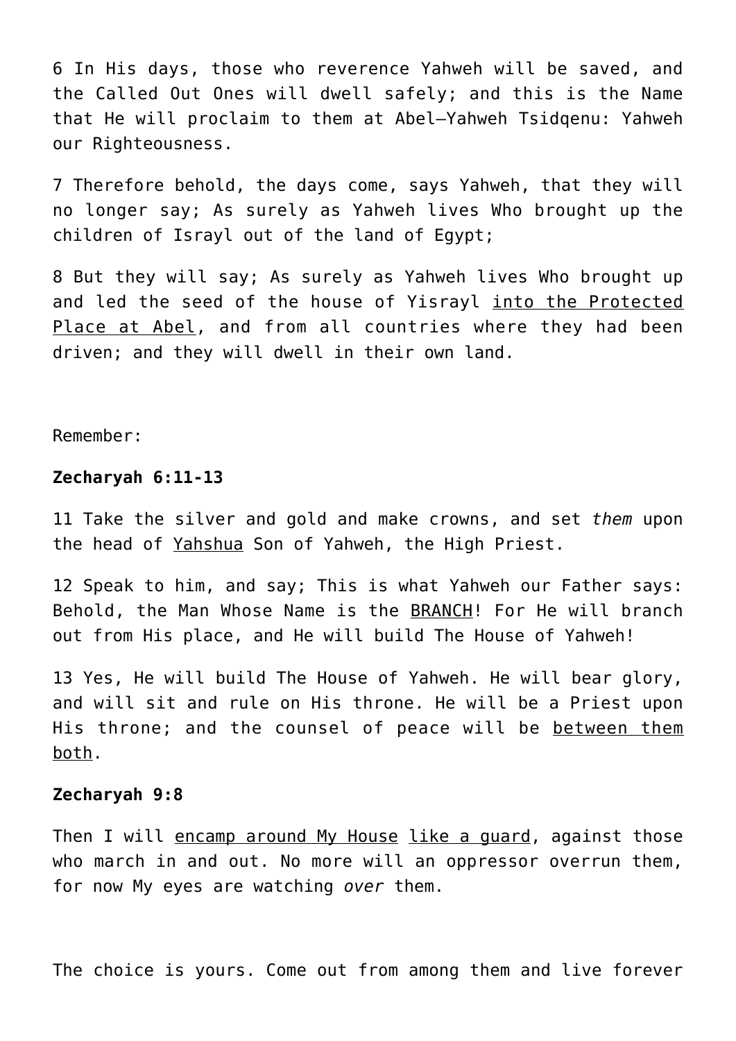6 In His days, those who reverence Yahweh will be saved, and the Called Out Ones will dwell safely; and this is the Name that He will proclaim to them at Abel—Yahweh Tsidqenu: Yahweh our Righteousness.

7 Therefore behold, the days come, says Yahweh, that they will no longer say; As surely as Yahweh lives Who brought up the children of Israyl out of the land of Egypt;

8 But they will say; As surely as Yahweh lives Who brought up and led the seed of the house of Yisrayl <u>into the Protected Place at Abel</u>, and from all countries where they had been driven; and they will dwell in their own land.

Remember:

**Zecharyah 6:11-13**

11 Take the silver and gold and make crowns, and set *them* upon the head of <u>Yahshua</u> Son of Yahweh, the High Priest.

12 Speak to him, and say; This is what Yahweh our Father says: Behold, the Man Whose Name is the <u>BRANCH</u>! For He will branch out from His place, and He will build The House of Yahweh!

13 Yes, He will build The House of Yahweh. He will bear glory, and will sit and rule on His throne. He will be a Priest upon His throne; and the counsel of peace will be <u>between them both</u>.

**Zecharyah 9:8**

Then I will <u>encamp around My House</u> <u>like a guard</u>, against those who march in and out. No more will an oppressor overrun them, for now My eyes are watching *over* them.

The choice is yours. Come out from among them and live forever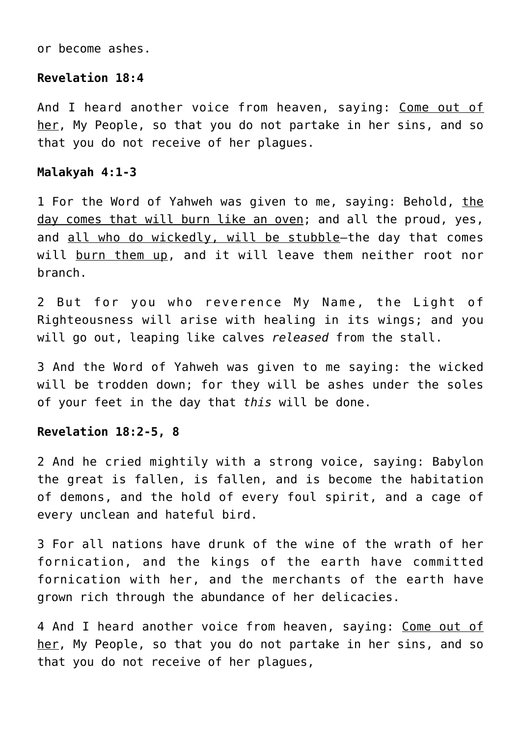or become ashes.

**Revelation 18:4**

And I heard another voice from heaven, saying: <u>Come out of her</u>, My People, so that you do not partake in her sins, and so that you do not receive of her plagues.

**Malakyah 4:1-3**

1 For the Word of Yahweh was given to me, saying: Behold, <u>the day comes that will burn like an oven</u>; and all the proud, yes, and <u>all who do wickedly, will be stubble</u>—the day that comes will <u>burn them up</u>, and it will leave them neither root nor branch.

2 But for you who reverence My Name, the Light of Righteousness will arise with healing in its wings; and you will go out, leaping like calves *released* from the stall.

3 And the Word of Yahweh was given to me saying: the wicked will be trodden down; for they will be ashes under the soles of your feet in the day that *this* will be done.

**Revelation 18:2-5, 8**

2 And he cried mightily with a strong voice, saying: Babylon the great is fallen, is fallen, and is become the habitation of demons, and the hold of every foul spirit, and a cage of every unclean and hateful bird.

3 For all nations have drunk of the wine of the wrath of her fornication, and the kings of the earth have committed fornication with her, and the merchants of the earth have grown rich through the abundance of her delicacies.

4 And I heard another voice from heaven, saying: <u>Come out of her</u>, My People, so that you do not partake in her sins, and so that you do not receive of her plagues,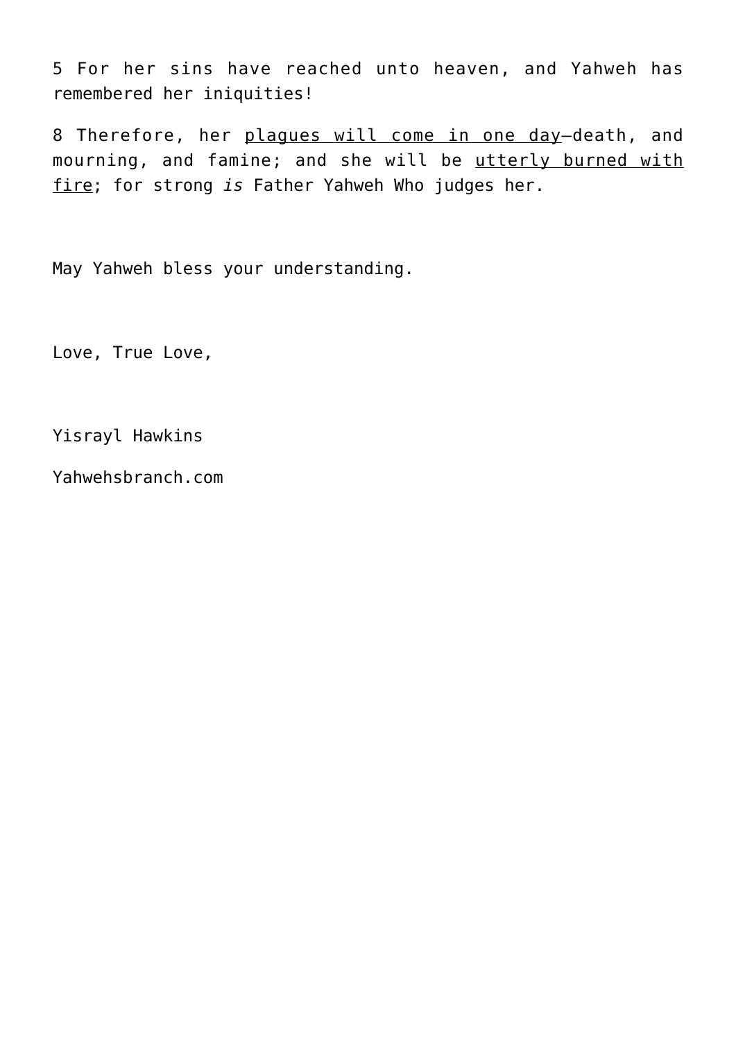5 For her sins have reached unto heaven, and Yahweh has remembered her iniquities!

8 Therefore, her <u>plagues will come in one day</u>—death, and mourning, and famine; and she will be <u>utterly burned with fire</u>; for strong *is* Father Yahweh Who judges her.

May Yahweh bless your understanding.

Love, True Love,

Yisrayl Hawkins

Yahwehsbranch.com